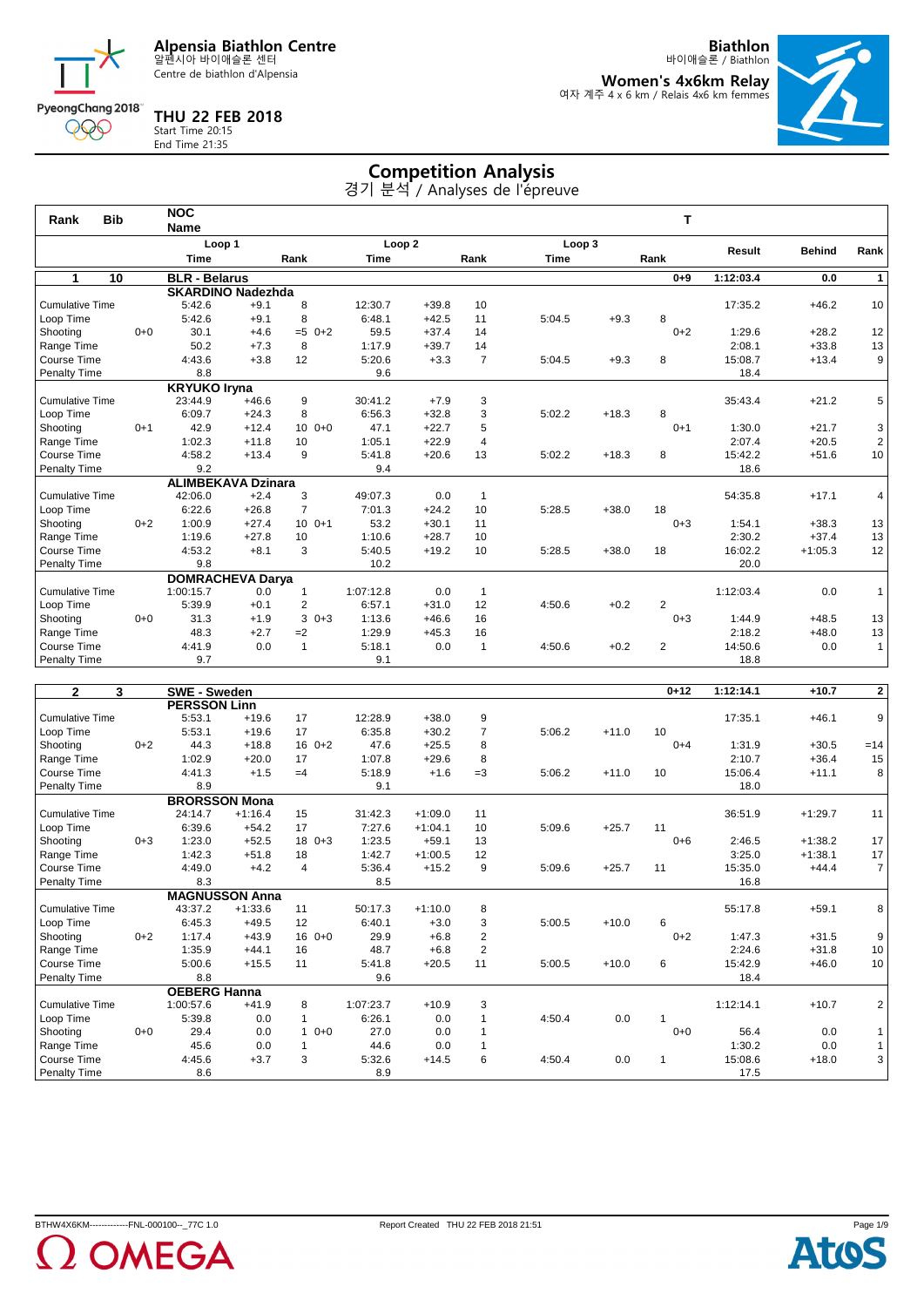# Alpensia Biathlon Centre

알펜시아 바이애슬론 센터
Centre de biathlon d'Alpensia

**THU 22 FEB 2018**
Start Time 20:15
End Time 21:35

**Biathlon**
바이애슬론 / Biathlon

**Women's 4x6km Relay**
여자 계주 4 x 6 km / Relais 4x6 km femmes

## Competition Analysis

경기 분석 / Analyses de l'épreuve

| Rank | Bib | NOC Name | | | | | | | | | T | | | |
|---|---|---|---|---|---|---|---|---|---|---|---|---|---|---|
| | | Loop 1 Time | | Rank | Loop 2 Time | | Rank | Loop 3 Time | | Rank | | Result | Behind | Rank |
| **1** | **10** | **BLR - Belarus** | | | | | | | | | **0+9** | **1:12:03.4** | **0.0** | **1** |
| | | **SKARDINO Nadezhda** | | | | | | | | | | | | |
| Cumulative Time | | 5:42.6 | +9.1 | 8 | 12:30.7 | +39.8 | 10 | | | | | 17:35.2 | +46.2 | 10 |
| Loop Time | | 5:42.6 | +9.1 | 8 | 6:48.1 | +42.5 | 11 | 5:04.5 | +9.3 | 8 | | | | |
| Shooting | 0+0 | 30.1 | +4.6 | =5 0+2 | 59.5 | +37.4 | 14 | | | | 0+2 | 1:29.6 | +28.2 | 12 |
| Range Time | | 50.2 | +7.3 | 8 | 1:17.9 | +39.7 | 14 | | | | | 2:08.1 | +33.8 | 13 |
| Course Time | | 4:43.6 | +3.8 | 12 | 5:20.6 | +3.3 | 7 | 5:04.5 | +9.3 | 8 | | 15:08.7 | +13.4 | 9 |
| Penalty Time | | 8.8 | | | 9.6 | | | | | | | 18.4 | | |
| | | **KRYUKO Iryna** | | | | | | | | | | | | |
| Cumulative Time | | 23:44.9 | +46.6 | 9 | 30:41.2 | +7.9 | 3 | | | | | 35:43.4 | +21.2 | 5 |
| Loop Time | | 6:09.7 | +24.3 | 8 | 6:56.3 | +32.8 | 3 | 5:02.2 | +18.3 | 8 | | | | |
| Shooting | 0+1 | 42.9 | +12.4 | 10 0+0 | 47.1 | +22.7 | 5 | | | | 0+1 | 1:30.0 | +21.7 | 3 |
| Range Time | | 1:02.3 | +11.8 | 10 | 1:05.1 | +22.9 | 4 | | | | | 2:07.4 | +20.5 | 2 |
| Course Time | | 4:58.2 | +13.4 | 9 | 5:41.8 | +20.6 | 13 | 5:02.2 | +18.3 | 8 | | 15:42.2 | +51.6 | 10 |
| Penalty Time | | 9.2 | | | 9.4 | | | | | | | 18.6 | | |
| | | **ALIMBEKAVA Dzinara** | | | | | | | | | | | | |
| Cumulative Time | | 42:06.0 | +2.4 | 3 | 49:07.3 | 0.0 | 1 | | | | | 54:35.8 | +17.1 | 4 |
| Loop Time | | 6:22.6 | +26.8 | 7 | 7:01.3 | +24.2 | 10 | 5:28.5 | +38.0 | 18 | | | | |
| Shooting | 0+2 | 1:00.9 | +27.4 | 10 0+1 | 53.2 | +30.1 | 11 | | | | 0+3 | 1:54.1 | +38.3 | 13 |
| Range Time | | 1:19.6 | +27.8 | 10 | 1:10.6 | +28.7 | 10 | | | | | 2:30.2 | +37.4 | 13 |
| Course Time | | 4:53.2 | +8.1 | 3 | 5:40.5 | +19.2 | 10 | 5:28.5 | +38.0 | 18 | | 16:02.2 | +1:05.3 | 12 |
| Penalty Time | | 9.8 | | | 10.2 | | | | | | | 20.0 | | |
| | | **DOMRACHEVA Darya** | | | | | | | | | | | | |
| Cumulative Time | | 1:00:15.7 | 0.0 | 1 | 1:07:12.8 | 0.0 | 1 | | | | | 1:12:03.4 | 0.0 | 1 |
| Loop Time | | 5:39.9 | +0.1 | 2 | 6:57.1 | +31.0 | 12 | 4:50.6 | +0.2 | 2 | | | | |
| Shooting | 0+0 | 31.3 | +1.9 | 3 0+3 | 1:13.6 | +46.6 | 16 | | | | 0+3 | 1:44.9 | +48.5 | 13 |
| Range Time | | 48.3 | +2.7 | =2 | 1:29.9 | +45.3 | 16 | | | | | 2:18.2 | +48.0 | 13 |
| Course Time | | 4:41.9 | 0.0 | 1 | 5:18.1 | 0.0 | 1 | 4:50.6 | +0.2 | 2 | | 14:50.6 | 0.0 | 1 |
| Penalty Time | | 9.7 | | | 9.1 | | | | | | | 18.8 | | |
| **2** | **3** | **SWE - Sweden** | | | | | | | | | **0+12** | **1:12:14.1** | **+10.7** | **2** |
| | | **PERSSON Linn** | | | | | | | | | | | | |
| Cumulative Time | | 5:53.1 | +19.6 | 17 | 12:28.9 | +38.0 | 9 | | | | | 17:35.1 | +46.1 | 9 |
| Loop Time | | 5:53.1 | +19.6 | 17 | 6:35.8 | +30.2 | 7 | 5:06.2 | +11.0 | 10 | | | | |
| Shooting | 0+2 | 44.3 | +18.8 | 16 0+2 | 47.6 | +25.5 | 8 | | | | 0+4 | 1:31.9 | +30.5 | =14 |
| Range Time | | 1:02.9 | +20.0 | 17 | 1:07.8 | +29.6 | 8 | | | | | 2:10.7 | +36.4 | 15 |
| Course Time | | 4:41.3 | +1.5 | =4 | 5:18.9 | +1.6 | =3 | 5:06.2 | +11.0 | 10 | | 15:06.4 | +11.1 | 8 |
| Penalty Time | | 8.9 | | | 9.1 | | | | | | | 18.0 | | |
| | | **BRORSSON Mona** | | | | | | | | | | | | |
| Cumulative Time | | 24:14.7 | +1:16.4 | 15 | 31:42.3 | +1:09.0 | 11 | | | | | 36:51.9 | +1:29.7 | 11 |
| Loop Time | | 6:39.6 | +54.2 | 17 | 7:27.6 | +1:04.1 | 10 | 5:09.6 | +25.7 | 11 | | | | |
| Shooting | 0+3 | 1:23.0 | +52.5 | 18 0+3 | 1:23.5 | +59.1 | 13 | | | | 0+6 | 2:46.5 | +1:38.2 | 17 |
| Range Time | | 1:42.3 | +51.8 | 18 | 1:42.7 | +1:00.5 | 12 | | | | | 3:25.0 | +1:38.1 | 17 |
| Course Time | | 4:49.0 | +4.2 | 4 | 5:36.4 | +15.2 | 9 | 5:09.6 | +25.7 | 11 | | 15:35.0 | +44.4 | 7 |
| Penalty Time | | 8.3 | | | 8.5 | | | | | | | 16.8 | | |
| | | **MAGNUSSON Anna** | | | | | | | | | | | | |
| Cumulative Time | | 43:37.2 | +1:33.6 | 11 | 50:17.3 | +1:10.0 | 8 | | | | | 55:17.8 | +59.1 | 8 |
| Loop Time | | 6:45.3 | +49.5 | 12 | 6:40.1 | +3.0 | 3 | 5:00.5 | +10.0 | 6 | | | | |
| Shooting | 0+2 | 1:17.4 | +43.9 | 16 0+0 | 29.9 | +6.8 | 2 | | | | 0+2 | 1:47.3 | +31.5 | 9 |
| Range Time | | 1:35.9 | +44.1 | 16 | 48.7 | +6.8 | 2 | | | | | 2:24.6 | +31.8 | 10 |
| Course Time | | 5:00.6 | +15.5 | 11 | 5:41.8 | +20.5 | 11 | 5:00.5 | +10.0 | 6 | | 15:42.9 | +46.0 | 10 |
| Penalty Time | | 8.8 | | | 9.6 | | | | | | | 18.4 | | |
| | | **OEBERG Hanna** | | | | | | | | | | | | |
| Cumulative Time | | 1:00:57.6 | +41.9 | 8 | 1:07:23.7 | +10.9 | 3 | | | | | 1:12:14.1 | +10.7 | 2 |
| Loop Time | | 5:39.8 | 0.0 | 1 | 6:26.1 | 0.0 | 1 | 4:50.4 | 0.0 | 1 | | | | |
| Shooting | 0+0 | 29.4 | 0.0 | 1 0+0 | 27.0 | 0.0 | 1 | | | | 0+0 | 56.4 | 0.0 | 1 |
| Range Time | | 45.6 | 0.0 | 1 | 44.6 | 0.0 | 1 | | | | | 1:30.2 | 0.0 | 1 |
| Course Time | | 4:45.6 | +3.7 | 3 | 5:32.6 | +14.5 | 6 | 4:50.4 | 0.0 | 1 | | 15:08.6 | +18.0 | 3 |
| Penalty Time | | 8.6 | | | 8.9 | | | | | | | 17.5 | | |

BTHW4X6KM------------FNL-000100--_77C 1.0 Report Created THU 22 FEB 2018 21:51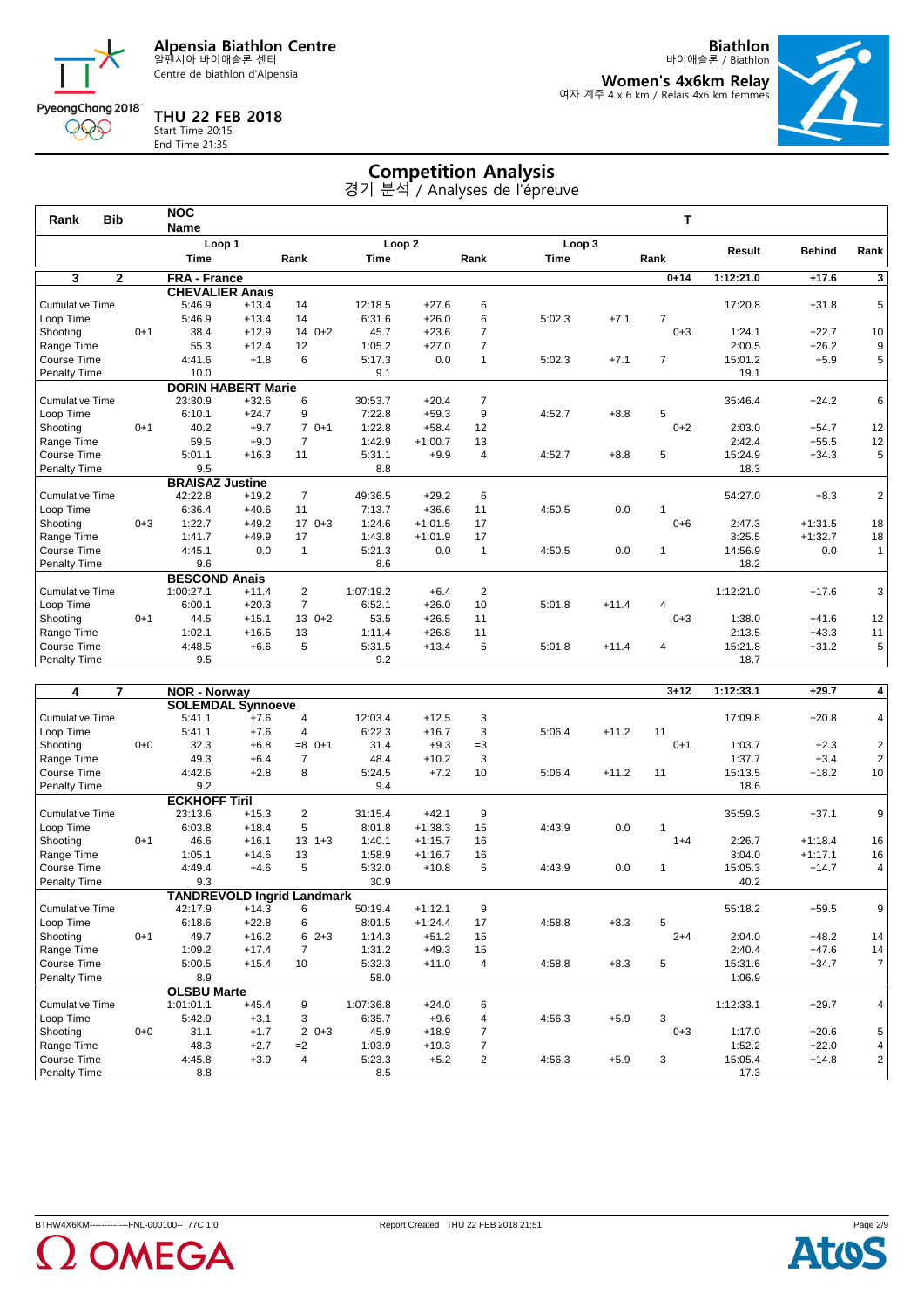# Competition Analysis

경기 분석 / Analyses de l'épreuve

Alpensia Biathlon Centre — 알펜시아 바이애슬론 센터 — Centre de biathlon d'Alpensia

Biathlon — 바이애슬론 / Biathlon

**Women's 4x6km Relay** — 여자 계주 4 x 6 km / Relais 4x6 km femmes

**THU 22 FEB 2018**
Start Time 20:15
End Time 21:35

| Rank | Bib | | NOC Name | | | | | | | | | T | | | |
|---|---|---|---|---|---|---|---|---|---|---|---|---|---|---|---|
| | | | Loop 1 | | | Loop 2 | | | Loop 3 | | | | Result | Behind | Rank |
| | | | Time | | Rank | Time | | Rank | Time | | Rank | | | | |
| **3** | **2** | | **FRA - France** | | | | | | | | | **0+14** | **1:12:21.0** | **+17.6** | **3** |
| | | | **CHEVALIER Anais** | | | | | | | | | | | | |
| Cumulative Time | | | 5:46.9 | +13.4 | 14 | 12:18.5 | +27.6 | 6 | | | | | 17:20.8 | +31.8 | 5 |
| Loop Time | | | 5:46.9 | +13.4 | 14 | 6:31.6 | +26.0 | 6 | 5:02.3 | +7.1 | 7 | | | | |
| Shooting | | 0+1 | 38.4 | +12.9 | 14 0+2 | 45.7 | +23.6 | 7 | | | | 0+3 | 1:24.1 | +22.7 | 10 |
| Range Time | | | 55.3 | +12.4 | 12 | 1:05.2 | +27.0 | 7 | | | | | 2:00.5 | +26.2 | 9 |
| Course Time | | | 4:41.6 | +1.8 | 6 | 5:17.3 | 0.0 | 1 | 5:02.3 | +7.1 | 7 | | 15:01.2 | +5.9 | 5 |
| Penalty Time | | | 10.0 | | | 9.1 | | | | | | | 19.1 | | |
| | | | **DORIN HABERT Marie** | | | | | | | | | | | | |
| Cumulative Time | | | 23:30.9 | +32.6 | 6 | 30:53.7 | +20.4 | 7 | | | | | 35:46.4 | +24.2 | 6 |
| Loop Time | | | 6:10.1 | +24.7 | 9 | 7:22.8 | +59.3 | 9 | 4:52.7 | +8.8 | 5 | | | | |
| Shooting | | 0+1 | 40.2 | +9.7 | 7 0+1 | 1:22.8 | +58.4 | 12 | | | | 0+2 | 2:03.0 | +54.7 | 12 |
| Range Time | | | 59.5 | +9.0 | 7 | 1:42.9 | +1:00.7 | 13 | | | | | 2:42.4 | +55.5 | 12 |
| Course Time | | | 5:01.1 | +16.3 | 11 | 5:31.1 | +9.9 | 4 | 4:52.7 | +8.8 | 5 | | 15:24.9 | +34.3 | 5 |
| Penalty Time | | | 9.5 | | | 8.8 | | | | | | | 18.3 | | |
| | | | **BRAISAZ Justine** | | | | | | | | | | | | |
| Cumulative Time | | | 42:22.8 | +19.2 | 7 | 49:36.5 | +29.2 | 6 | | | | | 54:27.0 | +8.3 | 2 |
| Loop Time | | | 6:36.4 | +40.6 | 11 | 7:13.7 | +36.6 | 11 | 4:50.5 | 0.0 | 1 | | | | |
| Shooting | | 0+3 | 1:22.7 | +49.2 | 17 0+3 | 1:24.6 | +1:01.5 | 17 | | | | 0+6 | 2:47.3 | +1:31.5 | 18 |
| Range Time | | | 1:41.7 | +49.9 | 17 | 1:43.8 | +1:01.9 | 17 | | | | | 3:25.5 | +1:32.7 | 18 |
| Course Time | | | 4:45.1 | 0.0 | 1 | 5:21.3 | 0.0 | 1 | 4:50.5 | 0.0 | 1 | | 14:56.9 | 0.0 | 1 |
| Penalty Time | | | 9.6 | | | 8.6 | | | | | | | 18.2 | | |
| | | | **BESCOND Anais** | | | | | | | | | | | | |
| Cumulative Time | | | 1:00:27.1 | +11.4 | 2 | 1:07:19.2 | +6.4 | 2 | | | | | 1:12:21.0 | +17.6 | 3 |
| Loop Time | | | 6:00.1 | +20.3 | 7 | 6:52.1 | +26.0 | 10 | 5:01.8 | +11.4 | 4 | | | | |
| Shooting | | 0+1 | 44.5 | +15.1 | 13 0+2 | 53.5 | +26.5 | 11 | | | | 0+3 | 1:38.0 | +41.6 | 12 |
| Range Time | | | 1:02.1 | +16.5 | 13 | 1:11.4 | +26.8 | 11 | | | | | 2:13.5 | +43.3 | 11 |
| Course Time | | | 4:48.5 | +6.6 | 5 | 5:31.5 | +13.4 | 5 | 5:01.8 | +11.4 | 4 | | 15:21.8 | +31.2 | 5 |
| Penalty Time | | | 9.5 | | | 9.2 | | | | | | | 18.7 | | |
| **4** | **7** | | **NOR - Norway** | | | | | | | | | **3+12** | **1:12:33.1** | **+29.7** | **4** |
| | | | **SOLEMDAL Synnoeve** | | | | | | | | | | | | |
| Cumulative Time | | | 5:41.1 | +7.6 | 4 | 12:03.4 | +12.5 | 3 | | | | | 17:09.8 | +20.8 | 4 |
| Loop Time | | | 5:41.1 | +7.6 | 4 | 6:22.3 | +16.7 | 3 | 5:06.4 | +11.2 | 11 | | | | |
| Shooting | | 0+0 | 32.3 | +6.8 | =8 0+1 | 31.4 | +9.3 | =3 | | | | 0+1 | 1:03.7 | +2.3 | 2 |
| Range Time | | | 49.3 | +6.4 | 7 | 48.4 | +10.2 | 3 | | | | | 1:37.7 | +3.4 | 2 |
| Course Time | | | 4:42.6 | +2.8 | 8 | 5:24.5 | +7.2 | 10 | 5:06.4 | +11.2 | 11 | | 15:13.5 | +18.2 | 10 |
| Penalty Time | | | 9.2 | | | 9.4 | | | | | | | 18.6 | | |
| | | | **ECKHOFF Tiril** | | | | | | | | | | | | |
| Cumulative Time | | | 23:13.6 | +15.3 | 2 | 31:15.4 | +42.1 | 9 | | | | | 35:59.3 | +37.1 | 9 |
| Loop Time | | | 6:03.8 | +18.4 | 5 | 8:01.8 | +1:38.3 | 15 | 4:43.9 | 0.0 | 1 | | | | |
| Shooting | | 0+1 | 46.6 | +16.1 | 13 1+3 | 1:40.1 | +1:15.7 | 16 | | | | 1+4 | 2:26.7 | +1:18.4 | 16 |
| Range Time | | | 1:05.1 | +14.6 | 13 | 1:58.9 | +1:16.7 | 16 | | | | | 3:04.0 | +1:17.1 | 16 |
| Course Time | | | 4:49.4 | +4.6 | 5 | 5:32.0 | +10.8 | 5 | 4:43.9 | 0.0 | 1 | | 15:05.3 | +14.7 | 4 |
| Penalty Time | | | 9.3 | | | 30.9 | | | | | | | 40.2 | | |
| | | | **TANDREVOLD Ingrid Landmark** | | | | | | | | | | | | |
| Cumulative Time | | | 42:17.9 | +14.3 | 6 | 50:19.4 | +1:12.1 | 9 | | | | | 55:18.2 | +59.5 | 9 |
| Loop Time | | | 6:18.6 | +22.8 | 6 | 8:01.5 | +1:24.4 | 17 | 4:58.8 | +8.3 | 5 | | | | |
| Shooting | | 0+1 | 49.7 | +16.2 | 6 2+3 | 1:14.3 | +51.2 | 15 | | | | 2+4 | 2:04.0 | +48.2 | 14 |
| Range Time | | | 1:09.2 | +17.4 | 7 | 1:31.2 | +49.3 | 15 | | | | | 2:40.4 | +47.6 | 14 |
| Course Time | | | 5:00.5 | +15.4 | 10 | 5:32.3 | +11.0 | 4 | 4:58.8 | +8.3 | 5 | | 15:31.6 | +34.7 | 7 |
| Penalty Time | | | 8.9 | | | 58.0 | | | | | | | 1:06.9 | | |
| | | | **OLSBU Marte** | | | | | | | | | | | | |
| Cumulative Time | | | 1:01:01.1 | +45.4 | 9 | 1:07:36.8 | +24.0 | 6 | | | | | 1:12:33.1 | +29.7 | 4 |
| Loop Time | | | 5:42.9 | +3.1 | 3 | 6:35.7 | +9.6 | 4 | 4:56.3 | +5.9 | 3 | | | | |
| Shooting | | 0+0 | 31.1 | +1.7 | 2 0+3 | 45.9 | +18.9 | 7 | | | | 0+3 | 1:17.0 | +20.6 | 5 |
| Range Time | | | 48.3 | +2.7 | =2 | 1:03.9 | +19.3 | 7 | | | | | 1:52.2 | +22.0 | 4 |
| Course Time | | | 4:45.8 | +3.9 | 4 | 5:23.3 | +5.2 | 2 | 4:56.3 | +5.9 | 3 | | 15:05.4 | +14.8 | 2 |
| Penalty Time | | | 8.8 | | | 8.5 | | | | | | | 17.3 | | |

BTHW4X6KM-------------FNL-000100--_77C 1.0 — Report Created THU 22 FEB 2018 21:51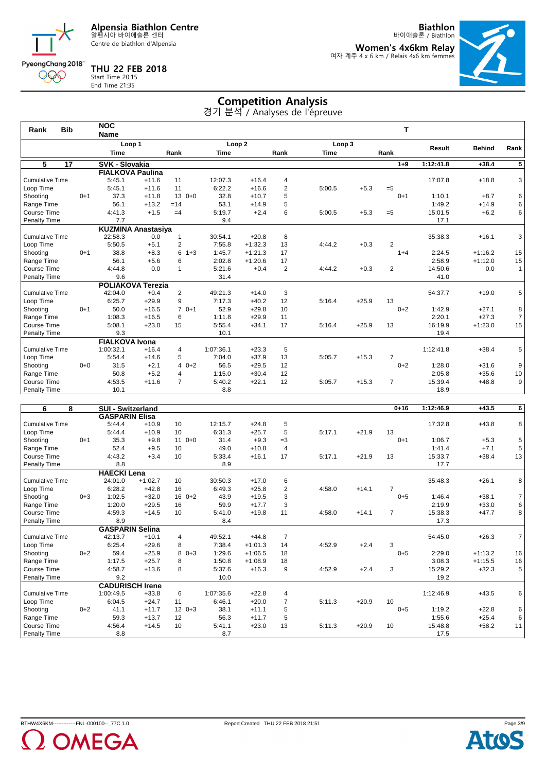# Alpensia Biathlon Centre

알펜시아 바이애슬론 센터
Centre de biathlon d'Alpensia

**Biathlon**
바이애슬론 / Biathlon

**Women's 4x6km Relay**
여자 계주 4 x 6 km / Relais 4x6 km femmes

**THU 22 FEB 2018**
Start Time 20:15
End Time 21:35

## Competition Analysis

경기 분석 / Analyses de l'épreuve

| Rank | Bib | | NOC Name | | | | | | | | | T | | | |
|---|---|---|---|---|---|---|---|---|---|---|---|---|---|---|---|
| | | | Loop 1 | | | Loop 2 | | | Loop 3 | | | | Result | Behind | Rank |
| | | | Time | | Rank | Time | | Rank | Time | | Rank | | | | |
| **5** | **17** | | **SVK - Slovakia** | | | | | | | | | **1+9** | **1:12:41.8** | **+38.4** | **5** |
| | | | **FIALKOVA Paulina** | | | | | | | | | | | | |
| Cumulative Time | | | 5:45.1 | +11.6 | 11 | 12:07.3 | +16.4 | 4 | | | | | 17:07.8 | +18.8 | 3 |
| Loop Time | | | 5:45.1 | +11.6 | 11 | 6:22.2 | +16.6 | 2 | 5:00.5 | +5.3 | =5 | | | | |
| Shooting | | 0+1 | 37.3 | +11.8 | 13 0+0 | 32.8 | +10.7 | 5 | | | | 0+1 | 1:10.1 | +8.7 | 6 |
| Range Time | | | 56.1 | +13.2 | =14 | 53.1 | +14.9 | 5 | | | | | 1:49.2 | +14.9 | 6 |
| Course Time | | | 4:41.3 | +1.5 | =4 | 5:19.7 | +2.4 | 6 | 5:00.5 | +5.3 | =5 | | 15:01.5 | +6.2 | 6 |
| Penalty Time | | | 7.7 | | | 9.4 | | | | | | | 17.1 | | |
| | | | **KUZMINA Anastasiya** | | | | | | | | | | | | |
| Cumulative Time | | | 22:58.3 | 0.0 | 1 | 30:54.1 | +20.8 | 8 | | | | | 35:38.3 | +16.1 | 3 |
| Loop Time | | | 5:50.5 | +5.1 | 2 | 7:55.8 | +1:32.3 | 13 | 4:44.2 | +0.3 | 2 | | | | |
| Shooting | | 0+1 | 38.8 | +8.3 | 6 1+3 | 1:45.7 | +1:21.3 | 17 | | | | 1+4 | 2:24.5 | +1:16.2 | 15 |
| Range Time | | | 56.1 | +5.6 | 6 | 2:02.8 | +1:20.6 | 17 | | | | | 2:58.9 | +1:12.0 | 15 |
| Course Time | | | 4:44.8 | 0.0 | 1 | 5:21.6 | +0.4 | 2 | 4:44.2 | +0.3 | 2 | | 14:50.6 | 0.0 | 1 |
| Penalty Time | | | 9.6 | | | 31.4 | | | | | | | 41.0 | | |
| | | | **POLIAKOVA Terezia** | | | | | | | | | | | | |
| Cumulative Time | | | 42:04.0 | +0.4 | 2 | 49:21.3 | +14.0 | 3 | | | | | 54:37.7 | +19.0 | 5 |
| Loop Time | | | 6:25.7 | +29.9 | 9 | 7:17.3 | +40.2 | 12 | 5:16.4 | +25.9 | 13 | | | | |
| Shooting | | 0+1 | 50.0 | +16.5 | 7 0+1 | 52.9 | +29.8 | 10 | | | | 0+2 | 1:42.9 | +27.1 | 8 |
| Range Time | | | 1:08.3 | +16.5 | 6 | 1:11.8 | +29.9 | 11 | | | | | 2:20.1 | +27.3 | 7 |
| Course Time | | | 5:08.1 | +23.0 | 15 | 5:55.4 | +34.1 | 17 | 5:16.4 | +25.9 | 13 | | 16:19.9 | +1:23.0 | 15 |
| Penalty Time | | | 9.3 | | | 10.1 | | | | | | | 19.4 | | |
| | | | **FIALKOVA Ivona** | | | | | | | | | | | | |
| Cumulative Time | | | 1:00:32.1 | +16.4 | 4 | 1:07:36.1 | +23.3 | 5 | | | | | 1:12:41.8 | +38.4 | 5 |
| Loop Time | | | 5:54.4 | +14.6 | 5 | 7:04.0 | +37.9 | 13 | 5:05.7 | +15.3 | 7 | | | | |
| Shooting | | 0+0 | 31.5 | +2.1 | 4 0+2 | 56.5 | +29.5 | 12 | | | | 0+2 | 1:28.0 | +31.6 | 9 |
| Range Time | | | 50.8 | +5.2 | 4 | 1:15.0 | +30.4 | 12 | | | | | 2:05.8 | +35.6 | 10 |
| Course Time | | | 4:53.5 | +11.6 | 7 | 5:40.2 | +22.1 | 12 | 5:05.7 | +15.3 | 7 | | 15:39.4 | +48.8 | 9 |
| Penalty Time | | | 10.1 | | | 8.8 | | | | | | | 18.9 | | |
| **6** | **8** | | **SUI - Switzerland** | | | | | | | | | **0+16** | **1:12:46.9** | **+43.5** | **6** |
| | | | **GASPARIN Elisa** | | | | | | | | | | | | |
| Cumulative Time | | | 5:44.4 | +10.9 | 10 | 12:15.7 | +24.8 | 5 | | | | | 17:32.8 | +43.8 | 8 |
| Loop Time | | | 5:44.4 | +10.9 | 10 | 6:31.3 | +25.7 | 5 | 5:17.1 | +21.9 | 13 | | | | |
| Shooting | | 0+1 | 35.3 | +9.8 | 11 0+0 | 31.4 | +9.3 | =3 | | | | 0+1 | 1:06.7 | +5.3 | 5 |
| Range Time | | | 52.4 | +9.5 | 10 | 49.0 | +10.8 | 4 | | | | | 1:41.4 | +7.1 | 5 |
| Course Time | | | 4:43.2 | +3.4 | 10 | 5:33.4 | +16.1 | 17 | 5:17.1 | +21.9 | 13 | | 15:33.7 | +38.4 | 13 |
| Penalty Time | | | 8.8 | | | 8.9 | | | | | | | 17.7 | | |
| | | | **HAECKI Lena** | | | | | | | | | | | | |
| Cumulative Time | | | 24:01.0 | +1:02.7 | 10 | 30:50.3 | +17.0 | 6 | | | | | 35:48.3 | +26.1 | 8 |
| Loop Time | | | 6:28.2 | +42.8 | 16 | 6:49.3 | +25.8 | 2 | 4:58.0 | +14.1 | 7 | | | | |
| Shooting | | 0+3 | 1:02.5 | +32.0 | 16 0+2 | 43.9 | +19.5 | 3 | | | | 0+5 | 1:46.4 | +38.1 | 7 |
| Range Time | | | 1:20.0 | +29.5 | 16 | 59.9 | +17.7 | 3 | | | | | 2:19.9 | +33.0 | 6 |
| Course Time | | | 4:59.3 | +14.5 | 10 | 5:41.0 | +19.8 | 11 | 4:58.0 | +14.1 | 7 | | 15:38.3 | +47.7 | 8 |
| Penalty Time | | | 8.9 | | | 8.4 | | | | | | | 17.3 | | |
| | | | **GASPARIN Selina** | | | | | | | | | | | | |
| Cumulative Time | | | 42:13.7 | +10.1 | 4 | 49:52.1 | +44.8 | 7 | | | | | 54:45.0 | +26.3 | 7 |
| Loop Time | | | 6:25.4 | +29.6 | 8 | 7:38.4 | +1:01.3 | 14 | 4:52.9 | +2.4 | 3 | | | | |
| Shooting | | 0+2 | 59.4 | +25.9 | 8 0+3 | 1:29.6 | +1:06.5 | 18 | | | | 0+5 | 2:29.0 | +1:13.2 | 16 |
| Range Time | | | 1:17.5 | +25.7 | 8 | 1:50.8 | +1:08.9 | 18 | | | | | 3:08.3 | +1:15.5 | 16 |
| Course Time | | | 4:58.7 | +13.6 | 8 | 5:37.6 | +16.3 | 9 | 4:52.9 | +2.4 | 3 | | 15:29.2 | +32.3 | 5 |
| Penalty Time | | | 9.2 | | | 10.0 | | | | | | | 19.2 | | |
| | | | **CADURISCH Irene** | | | | | | | | | | | | |
| Cumulative Time | | | 1:00:49.5 | +33.8 | 6 | 1:07:35.6 | +22.8 | 4 | | | | | 1:12:46.9 | +43.5 | 6 |
| Loop Time | | | 6:04.5 | +24.7 | 11 | 6:46.1 | +20.0 | 7 | 5:11.3 | +20.9 | 10 | | | | |
| Shooting | | 0+2 | 41.1 | +11.7 | 12 0+3 | 38.1 | +11.1 | 5 | | | | 0+5 | 1:19.2 | +22.8 | 6 |
| Range Time | | | 59.3 | +13.7 | 12 | 56.3 | +11.7 | 5 | | | | | 1:55.6 | +25.4 | 6 |
| Course Time | | | 4:56.4 | +14.5 | 10 | 5:41.1 | +23.0 | 13 | 5:11.3 | +20.9 | 10 | | 15:48.8 | +58.2 | 11 |
| Penalty Time | | | 8.8 | | | 8.7 | | | | | | | 17.5 | | |

BTHW4X6KM------------FNL-000100--_77C 1.0 Report Created THU 22 FEB 2018 21:51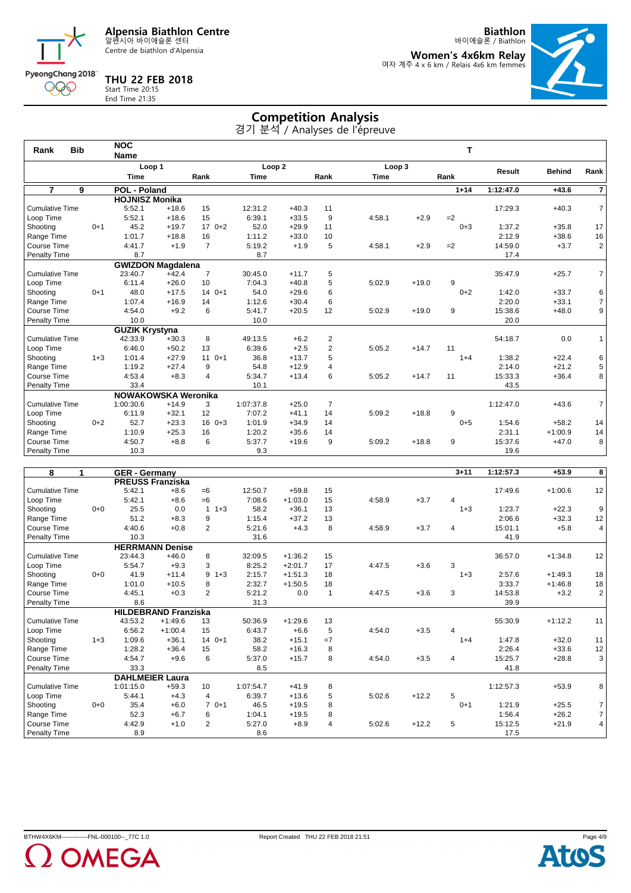**Alpensia Biathlon Centre**
알펜시아 바이애슬론 센터
Centre de biathlon d'Alpensia

**THU 22 FEB 2018**
Start Time 20:15
End Time 21:35

**Biathlon**
바이애슬론 / Biathlon

**Women's 4x6km Relay**
여자 계주 4 x 6 km / Relais 4x6 km femmes

# Competition Analysis
경기 분석 / Analyses de l'épreuve

| Rank | Bib | NOC Name | | | | | | | | | T | | | |
|---|---|---|---|---|---|---|---|---|---|---|---|---|---|---|
| | | Loop 1 Time | | Rank | Loop 2 Time | | Rank | Loop 3 Time | | Rank | | Result | Behind | Rank |
| **7** | **9** | **POL - Poland** | | | | | | | | | **1+14** | **1:12:47.0** | **+43.6** | **7** |
| | | **HOJNISZ Monika** | | | | | | | | | | | | |
| Cumulative Time | | 5:52.1 | +18.6 | 15 | 12:31.2 | +40.3 | 11 | | | | | 17:29.3 | +40.3 | 7 |
| Loop Time | | 5:52.1 | +18.6 | 15 | 6:39.1 | +33.5 | 9 | 4:58.1 | +2.9 | =2 | | | | |
| Shooting | 0+1 | 45.2 | +19.7 | 17 0+2 | 52.0 | +29.9 | 11 | | | | 0+3 | 1:37.2 | +35.8 | 17 |
| Range Time | | 1:01.7 | +18.8 | 16 | 1:11.2 | +33.0 | 10 | | | | | 2:12.9 | +38.6 | 16 |
| Course Time | | 4:41.7 | +1.9 | 7 | 5:19.2 | +1.9 | 5 | 4:58.1 | +2.9 | =2 | | 14:59.0 | +3.7 | 2 |
| Penalty Time | | 8.7 | | | 8.7 | | | | | | | 17.4 | | |
| | | **GWIZDON Magdalena** | | | | | | | | | | | | |
| Cumulative Time | | 23:40.7 | +42.4 | 7 | 30:45.0 | +11.7 | 5 | | | | | 35:47.9 | +25.7 | 7 |
| Loop Time | | 6:11.4 | +26.0 | 10 | 7:04.3 | +40.8 | 5 | 5:02.9 | +19.0 | 9 | | | | |
| Shooting | 0+1 | 48.0 | +17.5 | 14 0+1 | 54.0 | +29.6 | 6 | | | | 0+2 | 1:42.0 | +33.7 | 6 |
| Range Time | | 1:07.4 | +16.9 | 14 | 1:12.6 | +30.4 | 6 | | | | | 2:20.0 | +33.1 | 7 |
| Course Time | | 4:54.0 | +9.2 | 6 | 5:41.7 | +20.5 | 12 | 5:02.9 | +19.0 | 9 | | 15:38.6 | +48.0 | 9 |
| Penalty Time | | 10.0 | | | 10.0 | | | | | | | 20.0 | | |
| | | **GUZIK Krystyna** | | | | | | | | | | | | |
| Cumulative Time | | 42:33.9 | +30.3 | 8 | 49:13.5 | +6.2 | 2 | | | | | 54:18.7 | 0.0 | 1 |
| Loop Time | | 6:46.0 | +50.2 | 13 | 6:39.6 | +2.5 | 2 | 5:05.2 | +14.7 | 11 | | | | |
| Shooting | 1+3 | 1:01.4 | +27.9 | 11 0+1 | 36.8 | +13.7 | 5 | | | | 1+4 | 1:38.2 | +22.4 | 6 |
| Range Time | | 1:19.2 | +27.4 | 9 | 54.8 | +12.9 | 4 | | | | | 2:14.0 | +21.2 | 5 |
| Course Time | | 4:53.4 | +8.3 | 4 | 5:34.7 | +13.4 | 6 | 5:05.2 | +14.7 | 11 | | 15:33.3 | +36.4 | 8 |
| Penalty Time | | 33.4 | | | 10.1 | | | | | | | 43.5 | | |
| | | **NOWAKOWSKA Weronika** | | | | | | | | | | | | |
| Cumulative Time | | 1:00:30.6 | +14.9 | 3 | 1:07:37.8 | +25.0 | 7 | | | | | 1:12:47.0 | +43.6 | 7 |
| Loop Time | | 6:11.9 | +32.1 | 12 | 7:07.2 | +41.1 | 14 | 5:09.2 | +18.8 | 9 | | | | |
| Shooting | 0+2 | 52.7 | +23.3 | 16 0+3 | 1:01.9 | +34.9 | 14 | | | | 0+5 | 1:54.6 | +58.2 | 14 |
| Range Time | | 1:10.9 | +25.3 | 16 | 1:20.2 | +35.6 | 14 | | | | | 2:31.1 | +1:00.9 | 14 |
| Course Time | | 4:50.7 | +8.8 | 6 | 5:37.7 | +19.6 | 9 | 5:09.2 | +18.8 | 9 | | 15:37.6 | +47.0 | 8 |
| Penalty Time | | 10.3 | | | 9.3 | | | | | | | 19.6 | | |
| **8** | **1** | **GER - Germany** | | | | | | | | | **3+11** | **1:12:57.3** | **+53.9** | **8** |
| | | **PREUSS Franziska** | | | | | | | | | | | | |
| Cumulative Time | | 5:42.1 | +8.6 | =6 | 12:50.7 | +59.8 | 15 | | | | | 17:49.6 | +1:00.6 | 12 |
| Loop Time | | 5:42.1 | +8.6 | =6 | 7:08.6 | +1:03.0 | 15 | 4:58.9 | +3.7 | 4 | | | | |
| Shooting | 0+0 | 25.5 | 0.0 | 1 1+3 | 58.2 | +36.1 | 13 | | | | 1+3 | 1:23.7 | +22.3 | 9 |
| Range Time | | 51.2 | +8.3 | 9 | 1:15.4 | +37.2 | 13 | | | | | 2:06.6 | +32.3 | 12 |
| Course Time | | 4:40.6 | +0.8 | 2 | 5:21.6 | +4.3 | 8 | 4:58.9 | +3.7 | 4 | | 15:01.1 | +5.8 | 4 |
| Penalty Time | | 10.3 | | | 31.6 | | | | | | | 41.9 | | |
| | | **HERRMANN Denise** | | | | | | | | | | | | |
| Cumulative Time | | 23:44.3 | +46.0 | 8 | 32:09.5 | +1:36.2 | 15 | | | | | 36:57.0 | +1:34.8 | 12 |
| Loop Time | | 5:54.7 | +9.3 | 3 | 8:25.2 | +2:01.7 | 17 | 4:47.5 | +3.6 | 3 | | | | |
| Shooting | 0+0 | 41.9 | +11.4 | 9 1+3 | 2:15.7 | +1:51.3 | 18 | | | | 1+3 | 2:57.6 | +1:49.3 | 18 |
| Range Time | | 1:01.0 | +10.5 | 8 | 2:32.7 | +1:50.5 | 18 | | | | | 3:33.7 | +1:46.8 | 18 |
| Course Time | | 4:45.1 | +0.3 | 2 | 5:21.2 | 0.0 | 1 | 4:47.5 | +3.6 | 3 | | 14:53.8 | +3.2 | 2 |
| Penalty Time | | 8.6 | | | 31.3 | | | | | | | 39.9 | | |
| | | **HILDEBRAND Franziska** | | | | | | | | | | | | |
| Cumulative Time | | 43:53.2 | +1:49.6 | 13 | 50:36.9 | +1:29.6 | 13 | | | | | 55:30.9 | +1:12.2 | 11 |
| Loop Time | | 6:56.2 | +1:00.4 | 15 | 6:43.7 | +6.6 | 5 | 4:54.0 | +3.5 | 4 | | | | |
| Shooting | 1+3 | 1:09.6 | +36.1 | 14 0+1 | 38.2 | +15.1 | =7 | | | | 1+4 | 1:47.8 | +32.0 | 11 |
| Range Time | | 1:28.2 | +36.4 | 15 | 58.2 | +16.3 | 8 | | | | | 2:26.4 | +33.6 | 12 |
| Course Time | | 4:54.7 | +9.6 | 6 | 5:37.0 | +15.7 | 8 | 4:54.0 | +3.5 | 4 | | 15:25.7 | +28.8 | 3 |
| Penalty Time | | 33.3 | | | 8.5 | | | | | | | 41.8 | | |
| | | **DAHLMEIER Laura** | | | | | | | | | | | | |
| Cumulative Time | | 1:01:15.0 | +59.3 | 10 | 1:07:54.7 | +41.9 | 8 | | | | | 1:12:57.3 | +53.9 | 8 |
| Loop Time | | 5:44.1 | +4.3 | 4 | 6:39.7 | +13.6 | 5 | 5:02.6 | +12.2 | 5 | | | | |
| Shooting | 0+0 | 35.4 | +6.0 | 7 0+1 | 46.5 | +19.5 | 8 | | | | 0+1 | 1:21.9 | +25.5 | 7 |
| Range Time | | 52.3 | +6.7 | 6 | 1:04.1 | +19.5 | 8 | | | | | 1:56.4 | +26.2 | 7 |
| Course Time | | 4:42.9 | +1.0 | 2 | 5:27.0 | +8.9 | 4 | 5:02.6 | +12.2 | 5 | | 15:12.5 | +21.9 | 4 |
| Penalty Time | | 8.9 | | | 8.6 | | | | | | | 17.5 | | |

BTHW4X6KM------------FNL-000100--_77C 1.0 Report Created THU 22 FEB 2018 21:51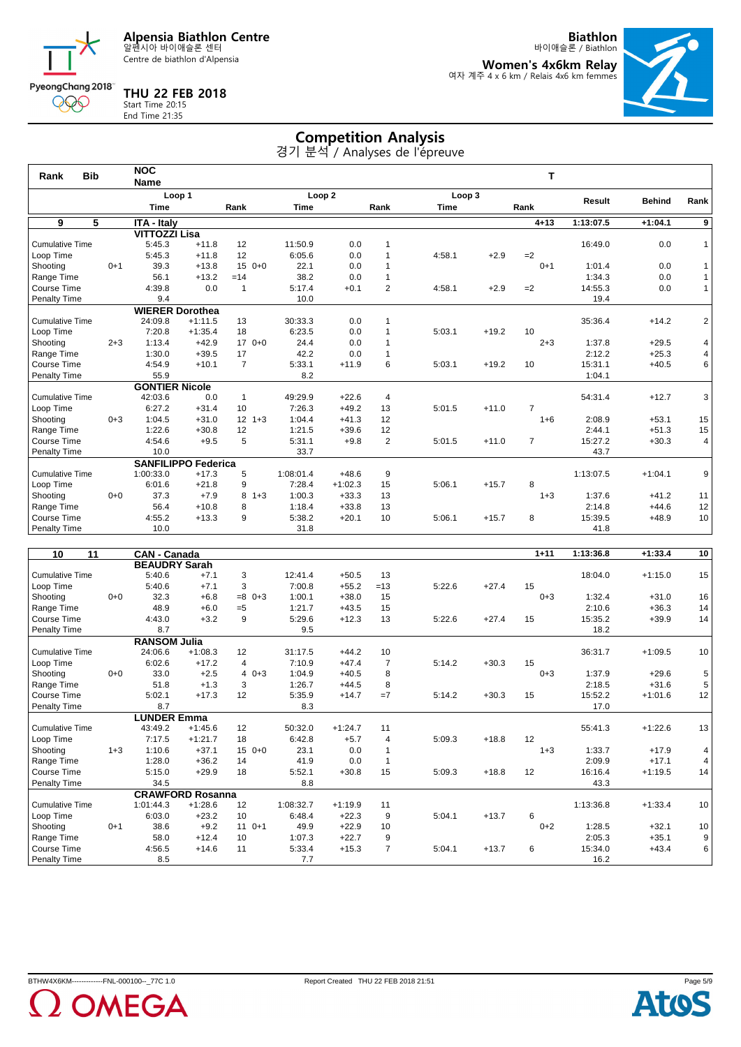**Alpensia Biathlon Centre**
알펜시아 바이애슬론 센터
Centre de biathlon d'Alpensia

**Biathlon**
바이애슬론 / Biathlon

**Women's 4x6km Relay**
여자 계주 4 x 6 km / Relais 4x6 km femmes

PyeongChang 2018

**THU 22 FEB 2018**
Start Time 20:15
End Time 21:35

# Competition Analysis

경기 분석 / Analyses de l'épreuve

| Rank | Bib | NOC Name | | | | | | | | | | T | | | |
|---|---|---|---|---|---|---|---|---|---|---|---|---|---|---|---|
| | | Loop 1 Time | | Rank | Loop 2 Time | | Rank | Loop 3 Time | | Rank | | | Result | Behind | Rank |
| **9** | **5** | **ITA - Italy** | | | | | | | | | | **4+13** | **1:13:07.5** | **+1:04.1** | **9** |
| | | **VITTOZZI Lisa** | | | | | | | | | | | | | |
| Cumulative Time | | 5:45.3 | +11.8 | 12 | 11:50.9 | 0.0 | 1 | | | | | | 16:49.0 | 0.0 | 1 |
| Loop Time | | 5:45.3 | +11.8 | 12 | 6:05.6 | 0.0 | 1 | 4:58.1 | +2.9 | =2 | | | | | |
| Shooting | 0+1 | 39.3 | +13.8 | 15 0+0 | 22.1 | 0.0 | 1 | | | | | 0+1 | 1:01.4 | 0.0 | 1 |
| Range Time | | 56.1 | +13.2 | =14 | 38.2 | 0.0 | 1 | | | | | | 1:34.3 | 0.0 | 1 |
| Course Time | | 4:39.8 | 0.0 | 1 | 5:17.4 | +0.1 | 2 | 4:58.1 | +2.9 | =2 | | | 14:55.3 | 0.0 | 1 |
| Penalty Time | | 9.4 | | | 10.0 | | | | | | | | 19.4 | | |
| | | **WIERER Dorothea** | | | | | | | | | | | | | |
| Cumulative Time | | 24:09.8 | +1:11.5 | 13 | 30:33.3 | 0.0 | 1 | | | | | | 35:36.4 | +14.2 | 2 |
| Loop Time | | 7:20.8 | +1:35.4 | 18 | 6:23.5 | 0.0 | 1 | 5:03.1 | +19.2 | 10 | | | | | |
| Shooting | 2+3 | 1:13.4 | +42.9 | 17 0+0 | 24.4 | 0.0 | 1 | | | | | 2+3 | 1:37.8 | +29.5 | 4 |
| Range Time | | 1:30.0 | +39.5 | 17 | 42.2 | 0.0 | 1 | | | | | | 2:12.2 | +25.3 | 4 |
| Course Time | | 4:54.9 | +10.1 | 7 | 5:33.1 | +11.9 | 6 | 5:03.1 | +19.2 | 10 | | | 15:31.1 | +40.5 | 6 |
| Penalty Time | | 55.9 | | | 8.2 | | | | | | | | 1:04.1 | | |
| | | **GONTIER Nicole** | | | | | | | | | | | | | |
| Cumulative Time | | 42:03.6 | 0.0 | 1 | 49:29.9 | +22.6 | 4 | | | | | | 54:31.4 | +12.7 | 3 |
| Loop Time | | 6:27.2 | +31.4 | 10 | 7:26.3 | +49.2 | 13 | 5:01.5 | +11.0 | 7 | | | | | |
| Shooting | 0+3 | 1:04.5 | +31.0 | 12 1+3 | 1:04.4 | +41.3 | 12 | | | | | 1+6 | 2:08.9 | +53.1 | 15 |
| Range Time | | 1:22.6 | +30.8 | 12 | 1:21.5 | +39.6 | 12 | | | | | | 2:44.1 | +51.3 | 15 |
| Course Time | | 4:54.6 | +9.5 | 5 | 5:31.1 | +9.8 | 2 | 5:01.5 | +11.0 | 7 | | | 15:27.2 | +30.3 | 4 |
| Penalty Time | | 10.0 | | | 33.7 | | | | | | | | 43.7 | | |
| | | **SANFILIPPO Federica** | | | | | | | | | | | | | |
| Cumulative Time | | 1:00:33.0 | +17.3 | 5 | 1:08:01.4 | +48.6 | 9 | | | | | | 1:13:07.5 | +1:04.1 | 9 |
| Loop Time | | 6:01.6 | +21.8 | 9 | 7:28.4 | +1:02.3 | 15 | 5:06.1 | +15.7 | 8 | | | | | |
| Shooting | 0+0 | 37.3 | +7.9 | 8 1+3 | 1:00.3 | +33.3 | 13 | | | | | 1+3 | 1:37.6 | +41.2 | 11 |
| Range Time | | 56.4 | +10.8 | 8 | 1:18.4 | +33.8 | 13 | | | | | | 2:14.8 | +44.6 | 12 |
| Course Time | | 4:55.2 | +13.3 | 9 | 5:38.2 | +20.1 | 10 | 5:06.1 | +15.7 | 8 | | | 15:39.5 | +48.9 | 10 |
| Penalty Time | | 10.0 | | | 31.8 | | | | | | | | 41.8 | | |
| **10** | **11** | **CAN - Canada** | | | | | | | | | | **1+11** | **1:13:36.8** | **+1:33.4** | **10** |
| | | **BEAUDRY Sarah** | | | | | | | | | | | | | |
| Cumulative Time | | 5:40.6 | +7.1 | 3 | 12:41.4 | +50.5 | 13 | | | | | | 18:04.0 | +1:15.0 | 15 |
| Loop Time | | 5:40.6 | +7.1 | 3 | 7:00.8 | +55.2 | =13 | 5:22.6 | +27.4 | 15 | | | | | |
| Shooting | 0+0 | 32.3 | +6.8 | =8 0+3 | 1:00.1 | +38.0 | 15 | | | | | 0+3 | 1:32.4 | +31.0 | 16 |
| Range Time | | 48.9 | +6.0 | =5 | 1:21.7 | +43.5 | 15 | | | | | | 2:10.6 | +36.3 | 14 |
| Course Time | | 4:43.0 | +3.2 | 9 | 5:29.6 | +12.3 | 13 | 5:22.6 | +27.4 | 15 | | | 15:35.2 | +39.9 | 14 |
| Penalty Time | | 8.7 | | | 9.5 | | | | | | | | 18.2 | | |
| | | **RANSOM Julia** | | | | | | | | | | | | | |
| Cumulative Time | | 24:06.6 | +1:08.3 | 12 | 31:17.5 | +44.2 | 10 | | | | | | 36:31.7 | +1:09.5 | 10 |
| Loop Time | | 6:02.6 | +17.2 | 4 | 7:10.9 | +47.4 | 7 | 5:14.2 | +30.3 | 15 | | | | | |
| Shooting | 0+0 | 33.0 | +2.5 | 4 0+3 | 1:04.9 | +40.5 | 8 | | | | | 0+3 | 1:37.9 | +29.6 | 5 |
| Range Time | | 51.8 | +1.3 | 3 | 1:26.7 | +44.5 | 8 | | | | | | 2:18.5 | +31.6 | 5 |
| Course Time | | 5:02.1 | +17.3 | 12 | 5:35.9 | +14.7 | =7 | 5:14.2 | +30.3 | 15 | | | 15:52.2 | +1:01.6 | 12 |
| Penalty Time | | 8.7 | | | 8.3 | | | | | | | | 17.0 | | |
| | | **LUNDER Emma** | | | | | | | | | | | | | |
| Cumulative Time | | 43:49.2 | +1:45.6 | 12 | 50:32.0 | +1:24.7 | 11 | | | | | | 55:41.3 | +1:22.6 | 13 |
| Loop Time | | 7:17.5 | +1:21.7 | 18 | 6:42.8 | +5.7 | 4 | 5:09.3 | +18.8 | 12 | | | | | |
| Shooting | 1+3 | 1:10.6 | +37.1 | 15 0+0 | 23.1 | 0.0 | 1 | | | | | 1+3 | 1:33.7 | +17.9 | 4 |
| Range Time | | 1:28.0 | +36.2 | 14 | 41.9 | 0.0 | 1 | | | | | | 2:09.9 | +17.1 | 4 |
| Course Time | | 5:15.0 | +29.9 | 18 | 5:52.1 | +30.8 | 15 | 5:09.3 | +18.8 | 12 | | | 16:16.4 | +1:19.5 | 14 |
| Penalty Time | | 34.5 | | | 8.8 | | | | | | | | 43.3 | | |
| | | **CRAWFORD Rosanna** | | | | | | | | | | | | | |
| Cumulative Time | | 1:01:44.3 | +1:28.6 | 12 | 1:08:32.7 | +1:19.9 | 11 | | | | | | 1:13:36.8 | +1:33.4 | 10 |
| Loop Time | | 6:03.0 | +23.2 | 10 | 6:48.4 | +22.3 | 9 | 5:04.1 | +13.7 | 6 | | | | | |
| Shooting | 0+1 | 38.6 | +9.2 | 11 0+1 | 49.9 | +22.9 | 10 | | | | | 0+2 | 1:28.5 | +32.1 | 10 |
| Range Time | | 58.0 | +12.4 | 10 | 1:07.3 | +22.7 | 9 | | | | | | 2:05.3 | +35.1 | 9 |
| Course Time | | 4:56.5 | +14.6 | 11 | 5:33.4 | +15.3 | 7 | 5:04.1 | +13.7 | 6 | | | 15:34.0 | +43.4 | 6 |
| Penalty Time | | 8.5 | | | 7.7 | | | | | | | | 16.2 | | |

BTHW4X6KM-------------FNL-000100--_77C 1.0 Report Created THU 22 FEB 2018 21:51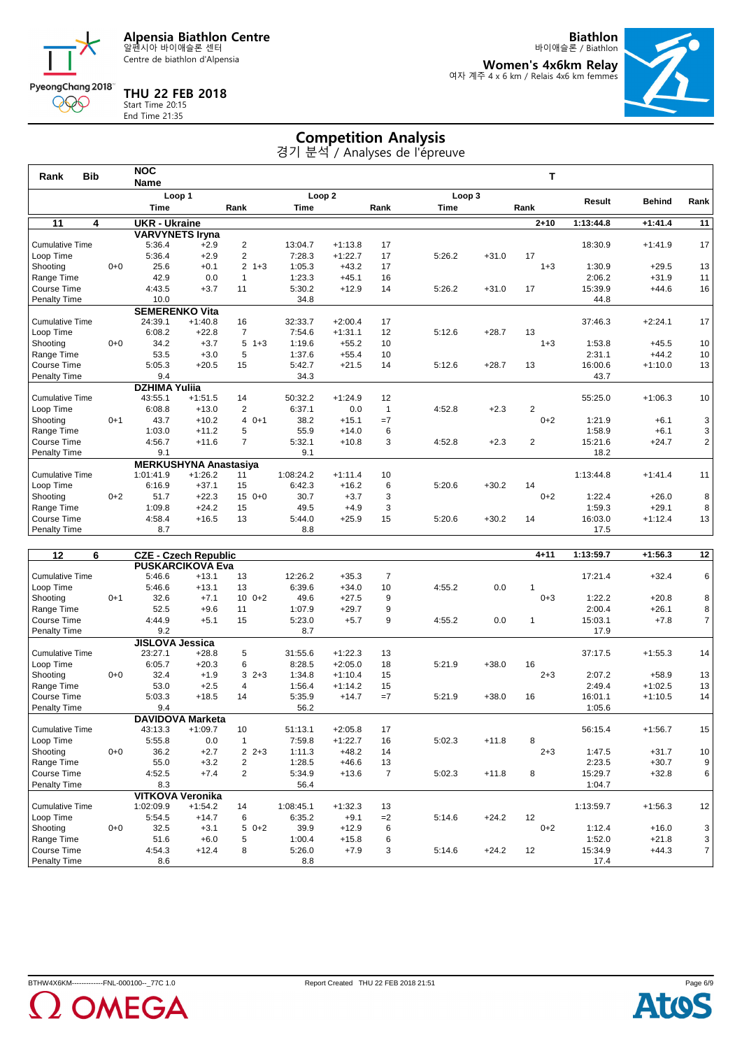# Alpensia Biathlon Centre

알펜시아 바이애슬론 센터
Centre de biathlon d'Alpensia

**Biathlon**
바이애슬론 / Biathlon

**Women's 4x6km Relay**
여자 계주 4 x 6 km / Relais 4x6 km femmes

**THU 22 FEB 2018**
Start Time 20:15
End Time 21:35

## Competition Analysis

경기 분석 / Analyses de l'épreuve

| Rank | Bib | NOC Name | | | | | | | | | T | | | |
|---|---|---|---|---|---|---|---|---|---|---|---|---|---|---|
| | | Loop 1 Time | | Rank | Loop 2 Time | | Rank | Loop 3 Time | | Rank | | Result | Behind | Rank |
| **11** | **4** | **UKR - Ukraine** | | | | | | | | | **2+10** | **1:13:44.8** | **+1:41.4** | **11** |
| | | **VARVYNETS Iryna** | | | | | | | | | | | | |
| Cumulative Time | | 5:36.4 | +2.9 | 2 | 13:04.7 | +1:13.8 | 17 | | | | | 18:30.9 | +1:41.9 | 17 |
| Loop Time | | 5:36.4 | +2.9 | 2 | 7:28.3 | +1:22.7 | 17 | 5:26.2 | +31.0 | 17 | | | | |
| Shooting | 0+0 | 25.6 | +0.1 | 2 1+3 | 1:05.3 | +43.2 | 17 | | | | 1+3 | 1:30.9 | +29.5 | 13 |
| Range Time | | 42.9 | 0.0 | 1 | 1:23.3 | +45.1 | 16 | | | | | 2:06.2 | +31.9 | 11 |
| Course Time | | 4:43.5 | +3.7 | 11 | 5:30.2 | +12.9 | 14 | 5:26.2 | +31.0 | 17 | | 15:39.9 | +44.6 | 16 |
| Penalty Time | | 10.0 | | | 34.8 | | | | | | | 44.8 | | |
| | | **SEMERENKO Vita** | | | | | | | | | | | | |
| Cumulative Time | | 24:39.1 | +1:40.8 | 16 | 32:33.7 | +2:00.4 | 17 | | | | | 37:46.3 | +2:24.1 | 17 |
| Loop Time | | 6:08.2 | +22.8 | 7 | 7:54.6 | +1:31.1 | 12 | 5:12.6 | +28.7 | 13 | | | | |
| Shooting | 0+0 | 34.2 | +3.7 | 5 1+3 | 1:19.6 | +55.2 | 10 | | | | 1+3 | 1:53.8 | +45.5 | 10 |
| Range Time | | 53.5 | +3.0 | 5 | 1:37.6 | +55.4 | 10 | | | | | 2:31.1 | +44.2 | 10 |
| Course Time | | 5:05.3 | +20.5 | 15 | 5:42.7 | +21.5 | 14 | 5:12.6 | +28.7 | 13 | | 16:00.6 | +1:10.0 | 13 |
| Penalty Time | | 9.4 | | | 34.3 | | | | | | | 43.7 | | |
| | | **DZHIMA Yuliia** | | | | | | | | | | | | |
| Cumulative Time | | 43:55.1 | +1:51.5 | 14 | 50:32.2 | +1:24.9 | 12 | | | | | 55:25.0 | +1:06.3 | 10 |
| Loop Time | | 6:08.8 | +13.0 | 2 | 6:37.1 | 0.0 | 1 | 4:52.8 | +2.3 | 2 | | | | |
| Shooting | 0+1 | 43.7 | +10.2 | 4 0+1 | 38.2 | +15.1 | =7 | | | | 0+2 | 1:21.9 | +6.1 | 3 |
| Range Time | | 1:03.0 | +11.2 | 5 | 55.9 | +14.0 | 6 | | | | | 1:58.9 | +6.1 | 3 |
| Course Time | | 4:56.7 | +11.6 | 7 | 5:32.1 | +10.8 | 3 | 4:52.8 | +2.3 | 2 | | 15:21.6 | +24.7 | 2 |
| Penalty Time | | 9.1 | | | 9.1 | | | | | | | 18.2 | | |
| | | **MERKUSHYNA Anastasiya** | | | | | | | | | | | | |
| Cumulative Time | | 1:01:41.9 | +1:26.2 | 11 | 1:08:24.2 | +1:11.4 | 10 | | | | | 1:13:44.8 | +1:41.4 | 11 |
| Loop Time | | 6:16.9 | +37.1 | 15 | 6:42.3 | +16.2 | 6 | 5:20.6 | +30.2 | 14 | | | | |
| Shooting | 0+2 | 51.7 | +22.3 | 15 0+0 | 30.7 | +3.7 | 3 | | | | 0+2 | 1:22.4 | +26.0 | 8 |
| Range Time | | 1:09.8 | +24.2 | 15 | 49.5 | +4.9 | 3 | | | | | 1:59.3 | +29.1 | 8 |
| Course Time | | 4:58.4 | +16.5 | 13 | 5:44.0 | +25.9 | 15 | 5:20.6 | +30.2 | 14 | | 16:03.0 | +1:12.4 | 13 |
| Penalty Time | | 8.7 | | | 8.8 | | | | | | | 17.5 | | |
| **12** | **6** | **CZE - Czech Republic** | | | | | | | | | **4+11** | **1:13:59.7** | **+1:56.3** | **12** |
| | | **PUSKARCIKOVA Eva** | | | | | | | | | | | | |
| Cumulative Time | | 5:46.6 | +13.1 | 13 | 12:26.2 | +35.3 | 7 | | | | | 17:21.4 | +32.4 | 6 |
| Loop Time | | 5:46.6 | +13.1 | 13 | 6:39.6 | +34.0 | 10 | 4:55.2 | 0.0 | 1 | | | | |
| Shooting | 0+1 | 32.6 | +7.1 | 10 0+2 | 49.6 | +27.5 | 9 | | | | 0+3 | 1:22.2 | +20.8 | 8 |
| Range Time | | 52.5 | +9.6 | 11 | 1:07.9 | +29.7 | 9 | | | | | 2:00.4 | +26.1 | 8 |
| Course Time | | 4:44.9 | +5.1 | 15 | 5:23.0 | +5.7 | 9 | 4:55.2 | 0.0 | 1 | | 15:03.1 | +7.8 | 7 |
| Penalty Time | | 9.2 | | | 8.7 | | | | | | | 17.9 | | |
| | | **JISLOVA Jessica** | | | | | | | | | | | | |
| Cumulative Time | | 23:27.1 | +28.8 | 5 | 31:55.6 | +1:22.3 | 13 | | | | | 37:17.5 | +1:55.3 | 14 |
| Loop Time | | 6:05.7 | +20.3 | 6 | 8:28.5 | +2:05.0 | 18 | 5:21.9 | +38.0 | 16 | | | | |
| Shooting | 0+0 | 32.4 | +1.9 | 3 2+3 | 1:34.8 | +1:10.4 | 15 | | | | 2+3 | 2:07.2 | +58.9 | 13 |
| Range Time | | 53.0 | +2.5 | 4 | 1:56.4 | +1:14.2 | 15 | | | | | 2:49.4 | +1:02.5 | 13 |
| Course Time | | 5:03.3 | +18.5 | 14 | 5:35.9 | +14.7 | =7 | 5:21.9 | +38.0 | 16 | | 16:01.1 | +1:10.5 | 14 |
| Penalty Time | | 9.4 | | | 56.2 | | | | | | | 1:05.6 | | |
| | | **DAVIDOVA Marketa** | | | | | | | | | | | | |
| Cumulative Time | | 43:13.3 | +1:09.7 | 10 | 51:13.1 | +2:05.8 | 17 | | | | | 56:15.4 | +1:56.7 | 15 |
| Loop Time | | 5:55.8 | 0.0 | 1 | 7:59.8 | +1:22.7 | 16 | 5:02.3 | +11.8 | 8 | | | | |
| Shooting | 0+0 | 36.2 | +2.7 | 2 2+3 | 1:11.3 | +48.2 | 14 | | | | 2+3 | 1:47.5 | +31.7 | 10 |
| Range Time | | 55.0 | +3.2 | 2 | 1:28.5 | +46.6 | 13 | | | | | 2:23.5 | +30.7 | 9 |
| Course Time | | 4:52.5 | +7.4 | 2 | 5:34.9 | +13.6 | 7 | 5:02.3 | +11.8 | 8 | | 15:29.7 | +32.8 | 6 |
| Penalty Time | | 8.3 | | | 56.4 | | | | | | | 1:04.7 | | |
| | | **VITKOVA Veronika** | | | | | | | | | | | | |
| Cumulative Time | | 1:02:09.9 | +1:54.2 | 14 | 1:08:45.1 | +1:32.3 | 13 | | | | | 1:13:59.7 | +1:56.3 | 12 |
| Loop Time | | 5:54.5 | +14.7 | 6 | 6:35.2 | +9.1 | =2 | 5:14.6 | +24.2 | 12 | | | | |
| Shooting | 0+0 | 32.5 | +3.1 | 5 0+2 | 39.9 | +12.9 | 6 | | | | 0+2 | 1:12.4 | +16.0 | 3 |
| Range Time | | 51.6 | +6.0 | 5 | 1:00.4 | +15.8 | 6 | | | | | 1:52.0 | +21.8 | 3 |
| Course Time | | 4:54.3 | +12.4 | 8 | 5:26.0 | +7.9 | 3 | 5:14.6 | +24.2 | 12 | | 15:34.9 | +44.3 | 7 |
| Penalty Time | | 8.6 | | | 8.8 | | | | | | | 17.4 | | |

BTHW4X6KM------------FNL-000100--_77C 1.0 Report Created THU 22 FEB 2018 21:51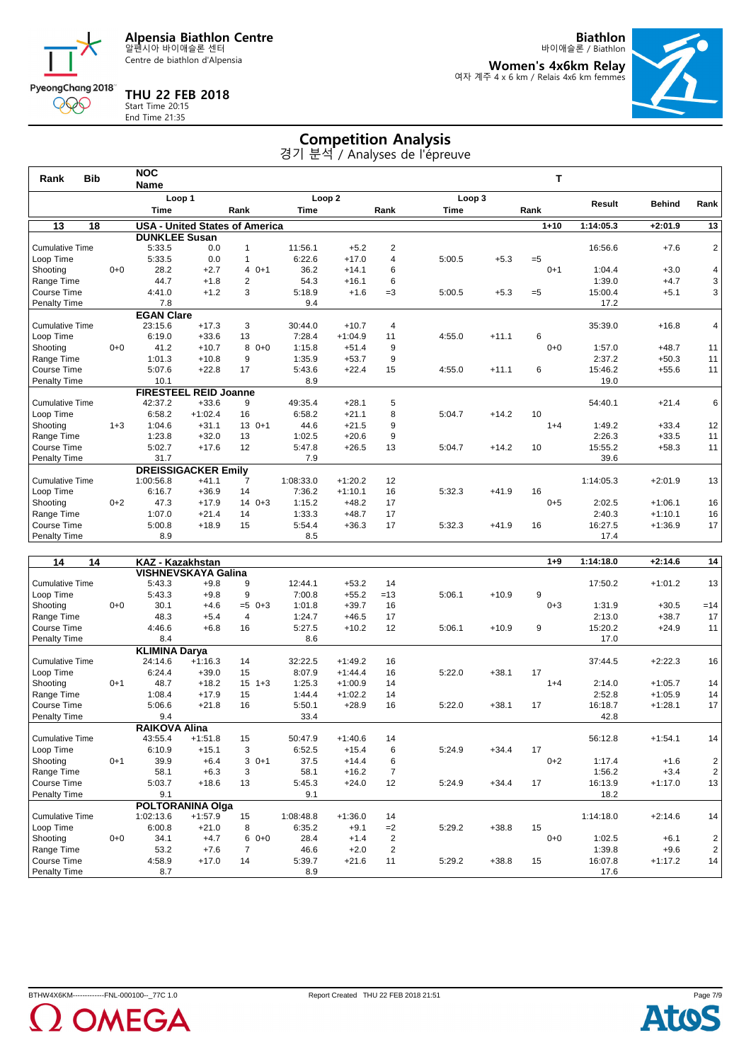# Alpensia Biathlon Centre
알펜시아 바이애슬론 센터
Centre de biathlon d'Alpensia

**Biathlon**
바이애슬론 / Biathlon

**Women's 4x6km Relay**
여자 계주 4 x 6 km / Relais 4x6 km femmes

**THU 22 FEB 2018**
Start Time 20:15
End Time 21:35

## Competition Analysis
경기 분석 / Analyses de l'épreuve

| Rank | Bib | | NOC Name | | | | | | | | | | | T | | | |
|---|---|---|---|---|---|---|---|---|---|---|---|---|---|---|---|---|---|
| | | | Loop 1 | | | | Loop 2 | | | Loop 3 | | | | Result | Behind | Rank |
| | | | Time | | Rank | | Time | | Rank | Time | | Rank | | | | |
| **13** | **18** | | **USA - United States of America** | | | | | | | | | | **1+10** | **1:14:05.3** | **+2:01.9** | **13** |
| | | | **DUNKLEE Susan** | | | | | | | | | | | | | |
| Cumulative Time | | | 5:33.5 | 0.0 | 1 | | 11:56.1 | +5.2 | 2 | | | | | 16:56.6 | +7.6 | 2 |
| Loop Time | | | 5:33.5 | 0.0 | 1 | | 6:22.6 | +17.0 | 4 | 5:00.5 | +5.3 | =5 | | | | |
| Shooting | | 0+0 | 28.2 | +2.7 | 4 | 0+1 | 36.2 | +14.1 | 6 | | | | 0+1 | 1:04.4 | +3.0 | 4 |
| Range Time | | | 44.7 | +1.8 | 2 | | 54.3 | +16.1 | 6 | | | | | 1:39.0 | +4.7 | 3 |
| Course Time | | | 4:41.0 | +1.2 | 3 | | 5:18.9 | +1.6 | =3 | 5:00.5 | +5.3 | =5 | | 15:00.4 | +5.1 | 3 |
| Penalty Time | | | 7.8 | | | | 9.4 | | | | | | | 17.2 | | |
| | | | **EGAN Clare** | | | | | | | | | | | | | |
| Cumulative Time | | | 23:15.6 | +17.3 | 3 | | 30:44.0 | +10.7 | 4 | | | | | 35:39.0 | +16.8 | 4 |
| Loop Time | | | 6:19.0 | +33.6 | 13 | | 7:28.4 | +1:04.9 | 11 | 4:55.0 | +11.1 | 6 | | | | |
| Shooting | | 0+0 | 41.2 | +10.7 | 8 | 0+0 | 1:15.8 | +51.4 | 9 | | | | 0+0 | 1:57.0 | +48.7 | 11 |
| Range Time | | | 1:01.3 | +10.8 | 9 | | 1:35.9 | +53.7 | 9 | | | | | 2:37.2 | +50.3 | 11 |
| Course Time | | | 5:07.6 | +22.8 | 17 | | 5:43.6 | +22.4 | 15 | 4:55.0 | +11.1 | 6 | | 15:46.2 | +55.6 | 11 |
| Penalty Time | | | 10.1 | | | | 8.9 | | | | | | | 19.0 | | |
| | | | **FIRESTEEL REID Joanne** | | | | | | | | | | | | | |
| Cumulative Time | | | 42:37.2 | +33.6 | 9 | | 49:35.4 | +28.1 | 5 | | | | | 54:40.1 | +21.4 | 6 |
| Loop Time | | | 6:58.2 | +1:02.4 | 16 | | 6:58.2 | +21.1 | 8 | 5:04.7 | +14.2 | 10 | | | | |
| Shooting | | 1+3 | 1:04.6 | +31.1 | 13 | 0+1 | 44.6 | +21.5 | 9 | | | | 1+4 | 1:49.2 | +33.4 | 12 |
| Range Time | | | 1:23.8 | +32.0 | 13 | | 1:02.5 | +20.6 | 9 | | | | | 2:26.3 | +33.5 | 11 |
| Course Time | | | 5:02.7 | +17.6 | 12 | | 5:47.8 | +26.5 | 13 | 5:04.7 | +14.2 | 10 | | 15:55.2 | +58.3 | 11 |
| Penalty Time | | | 31.7 | | | | 7.9 | | | | | | | 39.6 | | |
| | | | **DREISSIGACKER Emily** | | | | | | | | | | | | | |
| Cumulative Time | | | 1:00:56.8 | +41.1 | 7 | | 1:08:33.0 | +1:20.2 | 12 | | | | | 1:14:05.3 | +2:01.9 | 13 |
| Loop Time | | | 6:16.7 | +36.9 | 14 | | 7:36.2 | +1:10.1 | 16 | 5:32.3 | +41.9 | 16 | | | | |
| Shooting | | 0+2 | 47.3 | +17.9 | 14 | 0+3 | 1:15.2 | +48.2 | 17 | | | | 0+5 | 2:02.5 | +1:06.1 | 16 |
| Range Time | | | 1:07.0 | +21.4 | 14 | | 1:33.3 | +48.7 | 17 | | | | | 2:40.3 | +1:10.1 | 16 |
| Course Time | | | 5:00.8 | +18.9 | 15 | | 5:54.4 | +36.3 | 17 | 5:32.3 | +41.9 | 16 | | 16:27.5 | +1:36.9 | 17 |
| Penalty Time | | | 8.9 | | | | 8.5 | | | | | | | 17.4 | | |
| **14** | **14** | | **KAZ - Kazakhstan** | | | | | | | | | | **1+9** | **1:14:18.0** | **+2:14.6** | **14** |
| | | | **VISHNEVSKAYA Galina** | | | | | | | | | | | | | |
| Cumulative Time | | | 5:43.3 | +9.8 | 9 | | 12:44.1 | +53.2 | 14 | | | | | 17:50.2 | +1:01.2 | 13 |
| Loop Time | | | 5:43.3 | +9.8 | 9 | | 7:00.8 | +55.2 | =13 | 5:06.1 | +10.9 | 9 | | | | |
| Shooting | | 0+0 | 30.1 | +4.6 | =5 | 0+3 | 1:01.8 | +39.7 | 16 | | | | 0+3 | 1:31.9 | +30.5 | =14 |
| Range Time | | | 48.3 | +5.4 | 4 | | 1:24.7 | +46.5 | 17 | | | | | 2:13.0 | +38.7 | 17 |
| Course Time | | | 4:46.6 | +6.8 | 16 | | 5:27.5 | +10.2 | 12 | 5:06.1 | +10.9 | 9 | | 15:20.2 | +24.9 | 11 |
| Penalty Time | | | 8.4 | | | | 8.6 | | | | | | | 17.0 | | |
| | | | **KLIMINA Darya** | | | | | | | | | | | | | |
| Cumulative Time | | | 24:14.6 | +1:16.3 | 14 | | 32:22.5 | +1:49.2 | 16 | | | | | 37:44.5 | +2:22.3 | 16 |
| Loop Time | | | 6:24.4 | +39.0 | 15 | | 8:07.9 | +1:44.4 | 16 | 5:22.0 | +38.1 | 17 | | | | |
| Shooting | | 0+1 | 48.7 | +18.2 | 15 | 1+3 | 1:25.3 | +1:00.9 | 14 | | | | 1+4 | 2:14.0 | +1:05.7 | 14 |
| Range Time | | | 1:08.4 | +17.9 | 15 | | 1:44.4 | +1:02.2 | 14 | | | | | 2:52.8 | +1:05.9 | 14 |
| Course Time | | | 5:06.6 | +21.8 | 16 | | 5:50.1 | +28.9 | 16 | 5:22.0 | +38.1 | 17 | | 16:18.7 | +1:28.1 | 17 |
| Penalty Time | | | 9.4 | | | | 33.4 | | | | | | | 42.8 | | |
| | | | **RAIKOVA Alina** | | | | | | | | | | | | | |
| Cumulative Time | | | 43:55.4 | +1:51.8 | 15 | | 50:47.9 | +1:40.6 | 14 | | | | | 56:12.8 | +1:54.1 | 14 |
| Loop Time | | | 6:10.9 | +15.1 | 3 | | 6:52.5 | +15.4 | 6 | 5:24.9 | +34.4 | 17 | | | | |
| Shooting | | 0+1 | 39.9 | +6.4 | 3 | 0+1 | 37.5 | +14.4 | 6 | | | | 0+2 | 1:17.4 | +1.6 | 2 |
| Range Time | | | 58.1 | +6.3 | 3 | | 58.1 | +16.2 | 7 | | | | | 1:56.2 | +3.4 | 2 |
| Course Time | | | 5:03.7 | +18.6 | 13 | | 5:45.3 | +24.0 | 12 | 5:24.9 | +34.4 | 17 | | 16:13.9 | +1:17.0 | 13 |
| Penalty Time | | | 9.1 | | | | 9.1 | | | | | | | 18.2 | | |
| | | | **POLTORANINA Olga** | | | | | | | | | | | | | |
| Cumulative Time | | | 1:02:13.6 | +1:57.9 | 15 | | 1:08:48.8 | +1:36.0 | 14 | | | | | 1:14:18.0 | +2:14.6 | 14 |
| Loop Time | | | 6:00.8 | +21.0 | 8 | | 6:35.2 | +9.1 | =2 | 5:29.2 | +38.8 | 15 | | | | |
| Shooting | | 0+0 | 34.1 | +4.7 | 6 | 0+0 | 28.4 | +1.4 | 2 | | | | 0+0 | 1:02.5 | +6.1 | 2 |
| Range Time | | | 53.2 | +7.6 | 7 | | 46.6 | +2.0 | 2 | | | | | 1:39.8 | +9.6 | 2 |
| Course Time | | | 4:58.9 | +17.0 | 14 | | 5:39.7 | +21.6 | 11 | 5:29.2 | +38.8 | 15 | | 16:07.8 | +1:17.2 | 14 |
| Penalty Time | | | 8.7 | | | | 8.9 | | | | | | | 17.6 | | |

BTHW4X6KM------------FNL-000100--_77C 1.0 Report Created THU 22 FEB 2018 21:51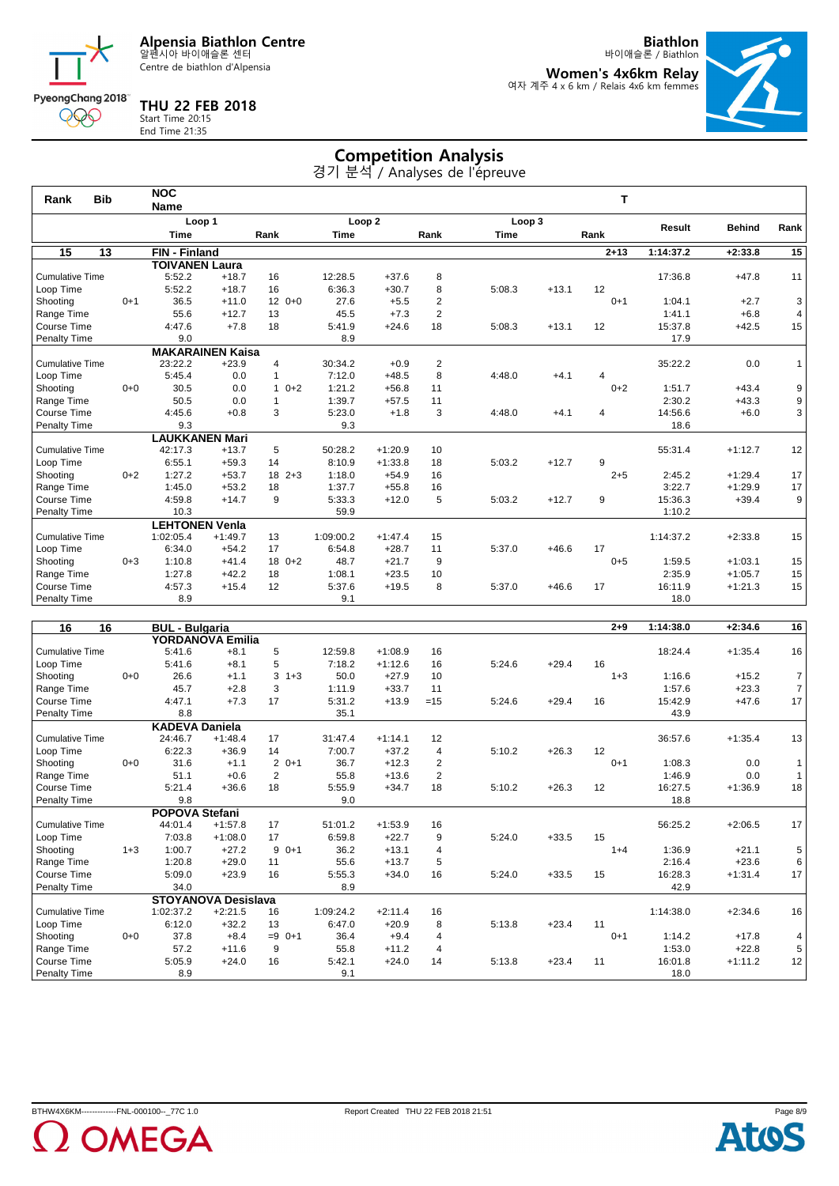**Alpensia Biathlon Centre**
알펜시아 바이애슬론 센터
Centre de biathlon d'Alpensia

**THU 22 FEB 2018**
Start Time 20:15
End Time 21:35

**Biathlon**
바이애슬론 / Biathlon

**Women's 4x6km Relay**
여자 계주 4 x 6 km / Relais 4x6 km femmes

# Competition Analysis
경기 분석 / Analyses de l'épreuve

| Rank | Bib | | NOC Name | | | | | | | | | | T | | | |
|---|---|---|---|---|---|---|---|---|---|---|---|---|---|---|---|---|
| | | | Loop 1 Time | | Rank | | Loop 2 Time | | Rank | Loop 3 Time | | Rank | | Result | Behind | Rank |
| **15** | **13** | | **FIN - Finland** | | | | | | | | | | **2+13** | **1:14:37.2** | **+2:33.8** | **15** |
| | | | **TOIVANEN Laura** | | | | | | | | | | | | | |
| Cumulative Time | | | 5:52.2 | +18.7 | 16 | | 12:28.5 | +37.6 | 8 | | | | | 17:36.8 | +47.8 | 11 |
| Loop Time | | | 5:52.2 | +18.7 | 16 | | 6:36.3 | +30.7 | 8 | 5:08.3 | +13.1 | 12 | | | | |
| Shooting | | 0+1 | 36.5 | +11.0 | 12 | 0+0 | 27.6 | +5.5 | 2 | | | | 0+1 | 1:04.1 | +2.7 | 3 |
| Range Time | | | 55.6 | +12.7 | 13 | | 45.5 | +7.3 | 2 | | | | | 1:41.1 | +6.8 | 4 |
| Course Time | | | 4:47.6 | +7.8 | 18 | | 5:41.9 | +24.6 | 18 | 5:08.3 | +13.1 | 12 | | 15:37.8 | +42.5 | 15 |
| Penalty Time | | | 9.0 | | | | 8.9 | | | | | | | 17.9 | | |
| | | | **MAKARAINEN Kaisa** | | | | | | | | | | | | | |
| Cumulative Time | | | 23:22.2 | +23.9 | 4 | | 30:34.2 | +0.9 | 2 | | | | | 35:22.2 | 0.0 | 1 |
| Loop Time | | | 5:45.4 | 0.0 | 1 | | 7:12.0 | +48.5 | 8 | 4:48.0 | +4.1 | 4 | | | | |
| Shooting | | 0+0 | 30.5 | 0.0 | 1 | 0+2 | 1:21.2 | +56.8 | 11 | | | | 0+2 | 1:51.7 | +43.4 | 9 |
| Range Time | | | 50.5 | 0.0 | 1 | | 1:39.7 | +57.5 | 11 | | | | | 2:30.2 | +43.3 | 9 |
| Course Time | | | 4:45.6 | +0.8 | 3 | | 5:23.0 | +1.8 | 3 | 4:48.0 | +4.1 | 4 | | 14:56.6 | +6.0 | 3 |
| Penalty Time | | | 9.3 | | | | 9.3 | | | | | | | 18.6 | | |
| | | | **LAUKKANEN Mari** | | | | | | | | | | | | | |
| Cumulative Time | | | 42:17.3 | +13.7 | 5 | | 50:28.2 | +1:20.9 | 10 | | | | | 55:31.4 | +1:12.7 | 12 |
| Loop Time | | | 6:55.1 | +59.3 | 14 | | 8:10.9 | +1:33.8 | 18 | 5:03.2 | +12.7 | 9 | | | | |
| Shooting | | 0+2 | 1:27.2 | +53.7 | 18 | 2+3 | 1:18.0 | +54.9 | 16 | | | | 2+5 | 2:45.2 | +1:29.4 | 17 |
| Range Time | | | 1:45.0 | +53.2 | 18 | | 1:37.7 | +55.8 | 16 | | | | | 3:22.7 | +1:29.9 | 17 |
| Course Time | | | 4:59.8 | +14.7 | 9 | | 5:33.3 | +12.0 | 5 | 5:03.2 | +12.7 | 9 | | 15:36.3 | +39.4 | 9 |
| Penalty Time | | | 10.3 | | | | 59.9 | | | | | | | 1:10.2 | | |
| | | | **LEHTONEN Venla** | | | | | | | | | | | | | |
| Cumulative Time | | | 1:02:05.4 | +1:49.7 | 13 | | 1:09:00.2 | +1:47.4 | 15 | | | | | 1:14:37.2 | +2:33.8 | 15 |
| Loop Time | | | 6:34.0 | +54.2 | 17 | | 6:54.8 | +28.7 | 11 | 5:37.0 | +46.6 | 17 | | | | |
| Shooting | | 0+3 | 1:10.8 | +41.4 | 18 | 0+2 | 48.7 | +21.7 | 9 | | | | 0+5 | 1:59.5 | +1:03.1 | 15 |
| Range Time | | | 1:27.8 | +42.2 | 18 | | 1:08.1 | +23.5 | 10 | | | | | 2:35.9 | +1:05.7 | 15 |
| Course Time | | | 4:57.3 | +15.4 | 12 | | 5:37.6 | +19.5 | 8 | 5:37.0 | +46.6 | 17 | | 16:11.9 | +1:21.3 | 15 |
| Penalty Time | | | 8.9 | | | | 9.1 | | | | | | | 18.0 | | |
| **16** | **16** | | **BUL - Bulgaria** | | | | | | | | | | **2+9** | **1:14:38.0** | **+2:34.6** | **16** |
| | | | **YORDANOVA Emilia** | | | | | | | | | | | | | |
| Cumulative Time | | | 5:41.6 | +8.1 | 5 | | 12:59.8 | +1:08.9 | 16 | | | | | 18:24.4 | +1:35.4 | 16 |
| Loop Time | | | 5:41.6 | +8.1 | 5 | | 7:18.2 | +1:12.6 | 16 | 5:24.6 | +29.4 | 16 | | | | |
| Shooting | | 0+0 | 26.6 | +1.1 | 3 | 1+3 | 50.0 | +27.9 | 10 | | | | 1+3 | 1:16.6 | +15.2 | 7 |
| Range Time | | | 45.7 | +2.8 | 3 | | 1:11.9 | +33.7 | 11 | | | | | 1:57.6 | +23.3 | 7 |
| Course Time | | | 4:47.1 | +7.3 | 17 | | 5:31.2 | +13.9 | =15 | 5:24.6 | +29.4 | 16 | | 15:42.9 | +47.6 | 17 |
| Penalty Time | | | 8.8 | | | | 35.1 | | | | | | | 43.9 | | |
| | | | **KADEVA Daniela** | | | | | | | | | | | | | |
| Cumulative Time | | | 24:46.7 | +1:48.4 | 17 | | 31:47.4 | +1:14.1 | 12 | | | | | 36:57.6 | +1:35.4 | 13 |
| Loop Time | | | 6:22.3 | +36.9 | 14 | | 7:00.7 | +37.2 | 4 | 5:10.2 | +26.3 | 12 | | | | |
| Shooting | | 0+0 | 31.6 | +1.1 | 2 | 0+1 | 36.7 | +12.3 | 2 | | | | 0+1 | 1:08.3 | 0.0 | 1 |
| Range Time | | | 51.1 | +0.6 | 2 | | 55.8 | +13.6 | 2 | | | | | 1:46.9 | 0.0 | 1 |
| Course Time | | | 5:21.4 | +36.6 | 18 | | 5:55.9 | +34.7 | 18 | 5:10.2 | +26.3 | 12 | | 16:27.5 | +1:36.9 | 18 |
| Penalty Time | | | 9.8 | | | | 9.0 | | | | | | | 18.8 | | |
| | | | **POPOVA Stefani** | | | | | | | | | | | | | |
| Cumulative Time | | | 44:01.4 | +1:57.8 | 17 | | 51:01.2 | +1:53.9 | 16 | | | | | 56:25.2 | +2:06.5 | 17 |
| Loop Time | | | 7:03.8 | +1:08.0 | 17 | | 6:59.8 | +22.7 | 9 | 5:24.0 | +33.5 | 15 | | | | |
| Shooting | | 1+3 | 1:00.7 | +27.2 | 9 | 0+1 | 36.2 | +13.1 | 4 | | | | 1+4 | 1:36.9 | +21.1 | 5 |
| Range Time | | | 1:20.8 | +29.0 | 11 | | 55.6 | +13.7 | 5 | | | | | 2:16.4 | +23.6 | 6 |
| Course Time | | | 5:09.0 | +23.9 | 16 | | 5:55.3 | +34.0 | 16 | 5:24.0 | +33.5 | 15 | | 16:28.3 | +1:31.4 | 17 |
| Penalty Time | | | 34.0 | | | | 8.9 | | | | | | | 42.9 | | |
| | | | **STOYANOVA Desislava** | | | | | | | | | | | | | |
| Cumulative Time | | | 1:02:37.2 | +2:21.5 | 16 | | 1:09:24.2 | +2:11.4 | 16 | | | | | 1:14:38.0 | +2:34.6 | 16 |
| Loop Time | | | 6:12.0 | +32.2 | 13 | | 6:47.0 | +20.9 | 8 | 5:13.8 | +23.4 | 11 | | | | |
| Shooting | | 0+0 | 37.8 | +8.4 | =9 | 0+1 | 36.4 | +9.4 | 4 | | | | 0+1 | 1:14.2 | +17.8 | 4 |
| Range Time | | | 57.2 | +11.6 | 9 | | 55.8 | +11.2 | 4 | | | | | 1:53.0 | +22.8 | 5 |
| Course Time | | | 5:05.9 | +24.0 | 16 | | 5:42.1 | +24.0 | 14 | 5:13.8 | +23.4 | 11 | | 16:01.8 | +1:11.2 | 12 |
| Penalty Time | | | 8.9 | | | | 9.1 | | | | | | | 18.0 | | |

BTHW4X6KM-------------FNL-000100--_77C 1.0 Report Created THU 22 FEB 2018 21:51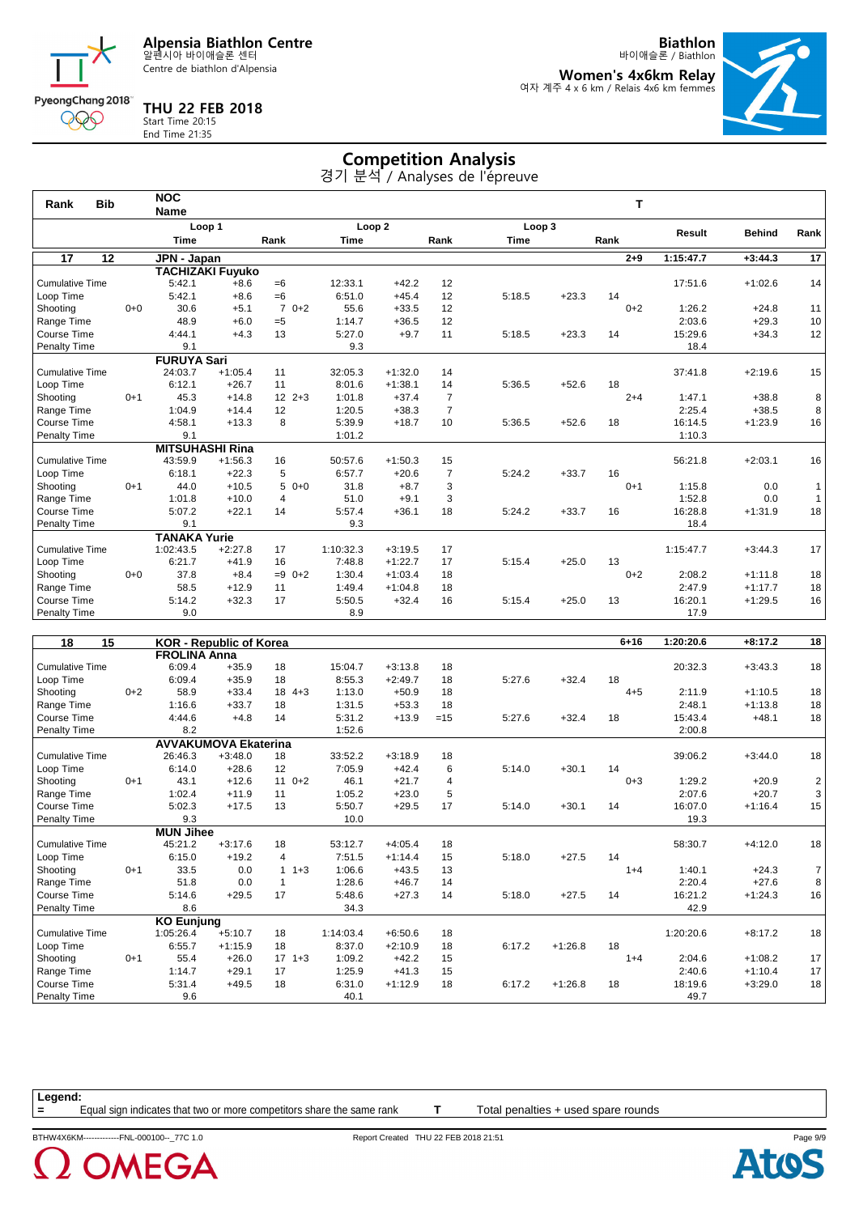**Alpensia Biathlon Centre**
알펜시아 바이애슬론 센터
Centre de biathlon d'Alpensia

**THU 22 FEB 2018**
Start Time 20:15
End Time 21:35

**Biathlon**
바이애슬론 / Biathlon

**Women's 4x6km Relay**
여자 계주 4 x 6 km / Relais 4x6 km femmes

# Competition Analysis
경기 분석 / Analyses de l'épreuve

| Rank | Bib | | NOC Name | | | | | | | | | T | | | |
|---|---|---|---|---|---|---|---|---|---|---|---|---|---|---|---|
| | | | Loop 1 | | | Loop 2 | | | Loop 3 | | | | | | |
| | | | Time | | Rank | Time | | Rank | Time | | Rank | | Result | Behind | Rank |
| **17** | **12** | | **JPN - Japan** | | | | | | | | | **2+9** | **1:15:47.7** | **+3:44.3** | **17** |
| | | | **TACHIZAKI Fuyuko** | | | | | | | | | | | | |
| Cumulative Time | | | 5:42.1 | +8.6 | =6 | 12:33.1 | +42.2 | 12 | | | | | 17:51.6 | +1:02.6 | 14 |
| Loop Time | | | 5:42.1 | +8.6 | =6 | 6:51.0 | +45.4 | 12 | 5:18.5 | +23.3 | 14 | | | | |
| Shooting | | 0+0 | 30.6 | +5.1 | 7 0+2 | 55.6 | +33.5 | 12 | | | | 0+2 | 1:26.2 | +24.8 | 11 |
| Range Time | | | 48.9 | +6.0 | =5 | 1:14.7 | +36.5 | 12 | | | | | 2:03.6 | +29.3 | 10 |
| Course Time | | | 4:44.1 | +4.3 | 13 | 5:27.0 | +9.7 | 11 | 5:18.5 | +23.3 | 14 | | 15:29.6 | +34.3 | 12 |
| Penalty Time | | | 9.1 | | | 9.3 | | | | | | | 18.4 | | |
| | | | **FURUYA Sari** | | | | | | | | | | | | |
| Cumulative Time | | | 24:03.7 | +1:05.4 | 11 | 32:05.3 | +1:32.0 | 14 | | | | | 37:41.8 | +2:19.6 | 15 |
| Loop Time | | | 6:12.1 | +26.7 | 11 | 8:01.6 | +1:38.1 | 14 | 5:36.5 | +52.6 | 18 | | | | |
| Shooting | | 0+1 | 45.3 | +14.8 | 12 2+3 | 1:01.8 | +37.4 | 7 | | | | 2+4 | 1:47.1 | +38.8 | 8 |
| Range Time | | | 1:04.9 | +14.4 | 12 | 1:20.5 | +38.3 | 7 | | | | | 2:25.4 | +38.5 | 8 |
| Course Time | | | 4:58.1 | +13.3 | 8 | 5:39.9 | +18.7 | 10 | 5:36.5 | +52.6 | 18 | | 16:14.5 | +1:23.9 | 16 |
| Penalty Time | | | 9.1 | | | 1:01.2 | | | | | | | 1:10.3 | | |
| | | | **MITSUHASHI Rina** | | | | | | | | | | | | |
| Cumulative Time | | | 43:59.9 | +1:56.3 | 16 | 50:57.6 | +1:50.3 | 15 | | | | | 56:21.8 | +2:03.1 | 16 |
| Loop Time | | | 6:18.1 | +22.3 | 5 | 6:57.7 | +20.6 | 7 | 5:24.2 | +33.7 | 16 | | | | |
| Shooting | | 0+1 | 44.0 | +10.5 | 5 0+0 | 31.8 | +8.7 | 3 | | | | 0+1 | 1:15.8 | 0.0 | 1 |
| Range Time | | | 1:01.8 | +10.0 | 4 | 51.0 | +9.1 | 3 | | | | | 1:52.8 | 0.0 | 1 |
| Course Time | | | 5:07.2 | +22.1 | 14 | 5:57.4 | +36.1 | 18 | 5:24.2 | +33.7 | 16 | | 16:28.8 | +1:31.9 | 18 |
| Penalty Time | | | 9.1 | | | 9.3 | | | | | | | 18.4 | | |
| | | | **TANAKA Yurie** | | | | | | | | | | | | |
| Cumulative Time | | | 1:02:43.5 | +2:27.8 | 17 | 1:10:32.3 | +3:19.5 | 17 | | | | | 1:15:47.7 | +3:44.3 | 17 |
| Loop Time | | | 6:21.7 | +41.9 | 16 | 7:48.8 | +1:22.7 | 17 | 5:15.4 | +25.0 | 13 | | | | |
| Shooting | | 0+0 | 37.8 | +8.4 | =9 0+2 | 1:30.4 | +1:03.4 | 18 | | | | 0+2 | 2:08.2 | +1:11.8 | 18 |
| Range Time | | | 58.5 | +12.9 | 11 | 1:49.4 | +1:04.8 | 18 | | | | | 2:47.9 | +1:17.7 | 18 |
| Course Time | | | 5:14.2 | +32.3 | 17 | 5:50.5 | +32.4 | 16 | 5:15.4 | +25.0 | 13 | | 16:20.1 | +1:29.5 | 16 |
| Penalty Time | | | 9.0 | | | 8.9 | | | | | | | 17.9 | | |
| **18** | **15** | | **KOR - Republic of Korea** | | | | | | | | | **6+16** | **1:20:20.6** | **+8:17.2** | **18** |
| | | | **FROLINA Anna** | | | | | | | | | | | | |
| Cumulative Time | | | 6:09.4 | +35.9 | 18 | 15:04.7 | +3:13.8 | 18 | | | | | 20:32.3 | +3:43.3 | 18 |
| Loop Time | | | 6:09.4 | +35.9 | 18 | 8:55.3 | +2:49.7 | 18 | 5:27.6 | +32.4 | 18 | | | | |
| Shooting | | 0+2 | 58.9 | +33.4 | 18 4+3 | 1:13.0 | +50.9 | 18 | | | | 4+5 | 2:11.9 | +1:10.5 | 18 |
| Range Time | | | 1:16.6 | +33.7 | 18 | 1:31.5 | +53.3 | 18 | | | | | 2:48.1 | +1:13.8 | 18 |
| Course Time | | | 4:44.6 | +4.8 | 14 | 5:31.2 | +13.9 | =15 | 5:27.6 | +32.4 | 18 | | 15:43.4 | +48.1 | 18 |
| Penalty Time | | | 8.2 | | | 1:52.6 | | | | | | | 2:00.8 | | |
| | | | **AVVAKUMOVA Ekaterina** | | | | | | | | | | | | |
| Cumulative Time | | | 26:46.3 | +3:48.0 | 18 | 33:52.2 | +3:18.9 | 18 | | | | | 39:06.2 | +3:44.0 | 18 |
| Loop Time | | | 6:14.0 | +28.6 | 12 | 7:05.9 | +42.4 | 6 | 5:14.0 | +30.1 | 14 | | | | |
| Shooting | | 0+1 | 43.1 | +12.6 | 11 0+2 | 46.1 | +21.7 | 4 | | | | 0+3 | 1:29.2 | +20.9 | 2 |
| Range Time | | | 1:02.4 | +11.9 | 11 | 1:05.2 | +23.0 | 5 | | | | | 2:07.6 | +20.7 | 3 |
| Course Time | | | 5:02.3 | +17.5 | 13 | 5:50.7 | +29.5 | 17 | 5:14.0 | +30.1 | 14 | | 16:07.0 | +1:16.4 | 15 |
| Penalty Time | | | 9.3 | | | 10.0 | | | | | | | 19.3 | | |
| | | | **MUN Jihee** | | | | | | | | | | | | |
| Cumulative Time | | | 45:21.2 | +3:17.6 | 18 | 53:12.7 | +4:05.4 | 18 | | | | | 58:30.7 | +4:12.0 | 18 |
| Loop Time | | | 6:15.0 | +19.2 | 4 | 7:51.5 | +1:14.4 | 15 | 5:18.0 | +27.5 | 14 | | | | |
| Shooting | | 0+1 | 33.5 | 0.0 | 1 1+3 | 1:06.6 | +43.5 | 13 | | | | 1+4 | 1:40.1 | +24.3 | 7 |
| Range Time | | | 51.8 | 0.0 | 1 | 1:28.6 | +46.7 | 14 | | | | | 2:20.4 | +27.6 | 8 |
| Course Time | | | 5:14.6 | +29.5 | 17 | 5:48.6 | +27.3 | 14 | 5:18.0 | +27.5 | 14 | | 16:21.2 | +1:24.3 | 16 |
| Penalty Time | | | 8.6 | | | 34.3 | | | | | | | 42.9 | | |
| | | | **KO Eunjung** | | | | | | | | | | | | |
| Cumulative Time | | | 1:05:26.4 | +5:10.7 | 18 | 1:14:03.4 | +6:50.6 | 18 | | | | | 1:20:20.6 | +8:17.2 | 18 |
| Loop Time | | | 6:55.7 | +1:15.9 | 18 | 8:37.0 | +2:10.9 | 18 | 6:17.2 | +1:26.8 | 18 | | | | |
| Shooting | | 0+1 | 55.4 | +26.0 | 17 1+3 | 1:09.2 | +42.2 | 15 | | | | 1+4 | 2:04.6 | +1:08.2 | 17 |
| Range Time | | | 1:14.7 | +29.1 | 17 | 1:25.9 | +41.3 | 15 | | | | | 2:40.6 | +1:10.4 | 17 |
| Course Time | | | 5:31.4 | +49.5 | 18 | 6:31.0 | +1:12.9 | 18 | 6:17.2 | +1:26.8 | 18 | | 18:19.6 | +3:29.0 | 18 |
| Penalty Time | | | 9.6 | | | 40.1 | | | | | | | 49.7 | | |

**Legend:**

| | | | |
|---|---|---|---|
| = | Equal sign indicates that two or more competitors share the same rank | T | Total penalties + used spare rounds |

BTHW4X6KM------------FNL-000100--_77C 1.0 Report Created THU 22 FEB 2018 21:51